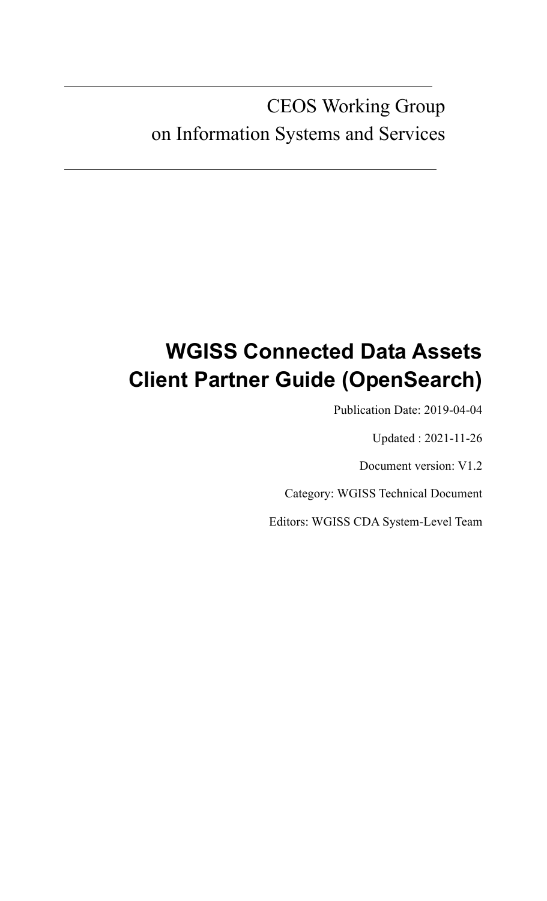CEOS Working Group
on Information Systems and Services

# WGISS Connected Data Assets Client Partner Guide (OpenSearch)

Publication Date: 2019-04-04

Updated : 2021-11-26

Document version: V1.2

Category: WGISS Technical Document

Editors: WGISS CDA System-Level Team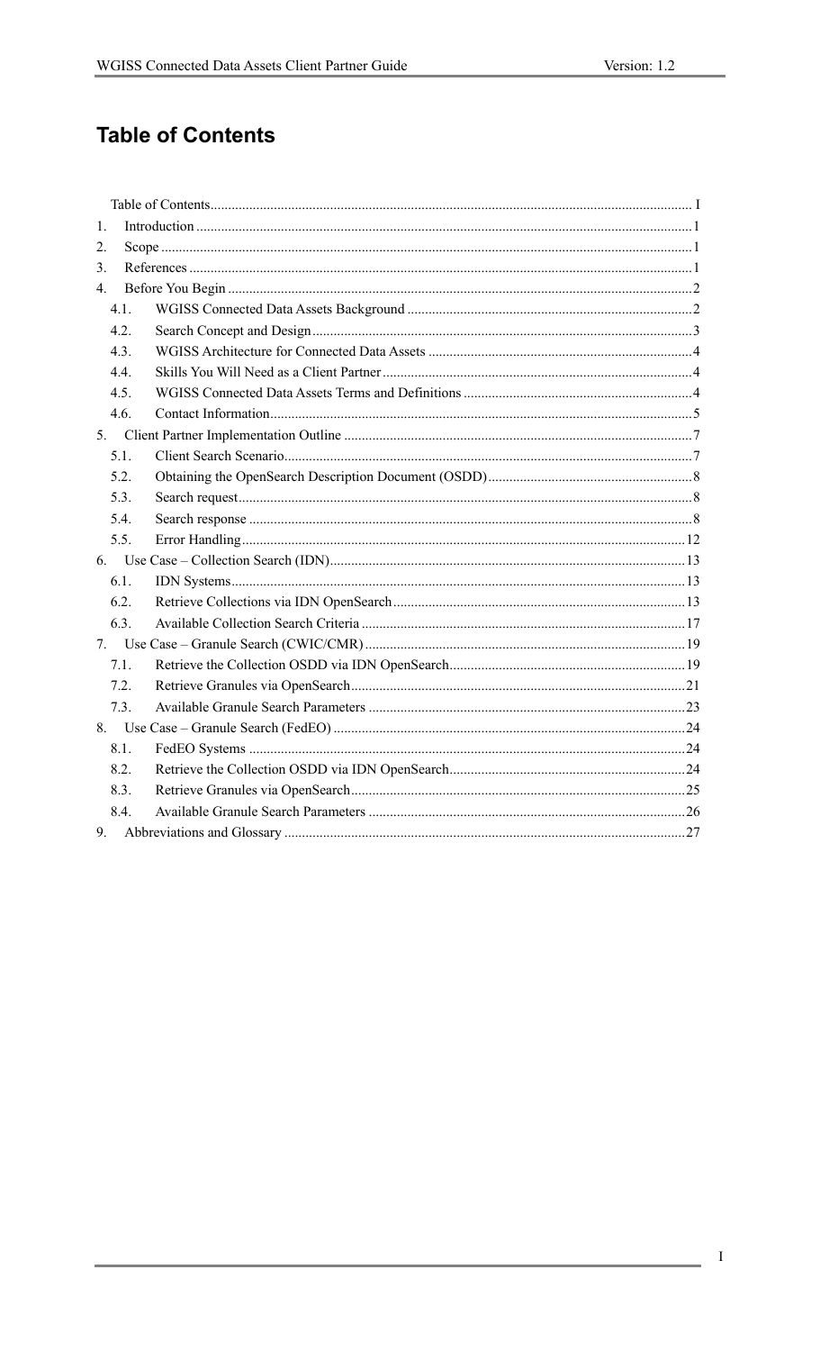# Table of Contents

- Table of Contents ........ I
- 1. Introduction ........ 1
- 2. Scope ........ 1
- 3. References ........ 1
- 4. Before You Begin ........ 2
  - 4.1. WGISS Connected Data Assets Background ........ 2
  - 4.2. Search Concept and Design ........ 3
  - 4.3. WGISS Architecture for Connected Data Assets ........ 4
  - 4.4. Skills You Will Need as a Client Partner ........ 4
  - 4.5. WGISS Connected Data Assets Terms and Definitions ........ 4
  - 4.6. Contact Information ........ 5
- 5. Client Partner Implementation Outline ........ 7
  - 5.1. Client Search Scenario ........ 7
  - 5.2. Obtaining the OpenSearch Description Document (OSDD) ........ 8
  - 5.3. Search request ........ 8
  - 5.4. Search response ........ 8
  - 5.5. Error Handling ........ 12
- 6. Use Case – Collection Search (IDN) ........ 13
  - 6.1. IDN Systems ........ 13
  - 6.2. Retrieve Collections via IDN OpenSearch ........ 13
  - 6.3. Available Collection Search Criteria ........ 17
- 7. Use Case – Granule Search (CWIC/CMR) ........ 19
  - 7.1. Retrieve the Collection OSDD via IDN OpenSearch ........ 19
  - 7.2. Retrieve Granules via OpenSearch ........ 21
  - 7.3. Available Granule Search Parameters ........ 23
- 8. Use Case – Granule Search (FedEO) ........ 24
  - 8.1. FedEO Systems ........ 24
  - 8.2. Retrieve the Collection OSDD via IDN OpenSearch ........ 24
  - 8.3. Retrieve Granules via OpenSearch ........ 25
  - 8.4. Available Granule Search Parameters ........ 26
- 9. Abbreviations and Glossary ........ 27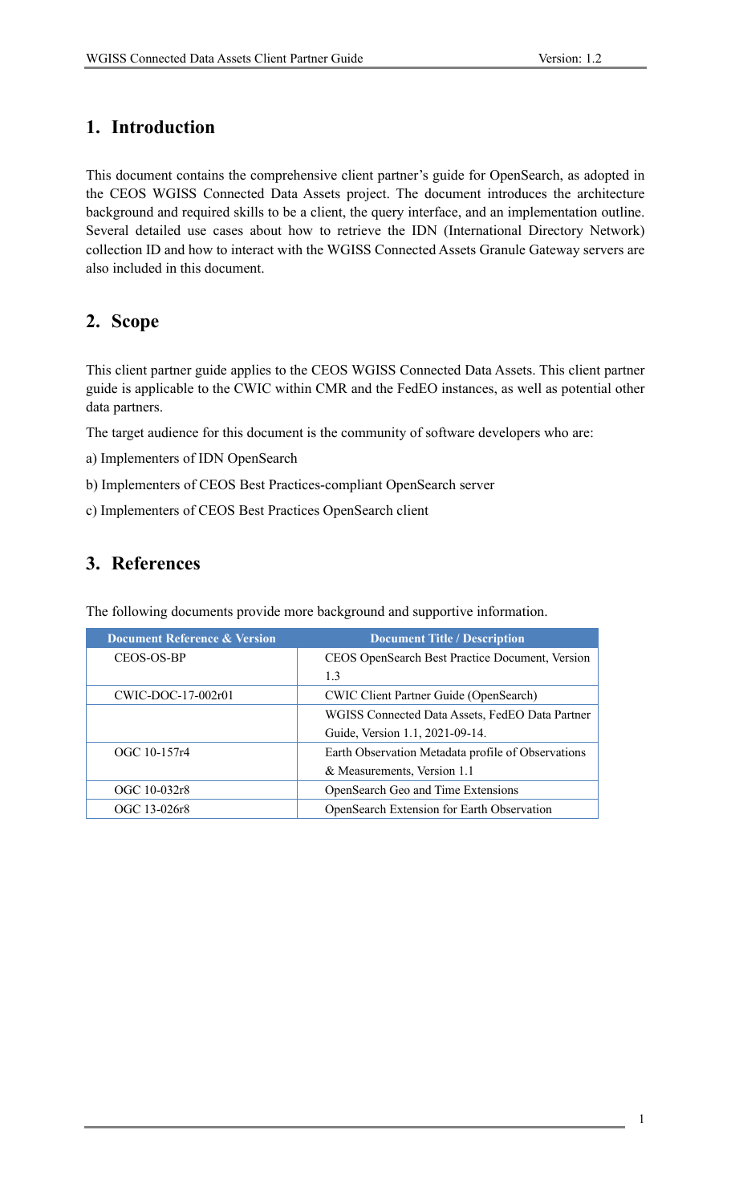## 1. Introduction

This document contains the comprehensive client partner's guide for OpenSearch, as adopted in the CEOS WGISS Connected Data Assets project. The document introduces the architecture background and required skills to be a client, the query interface, and an implementation outline. Several detailed use cases about how to retrieve the IDN (International Directory Network) collection ID and how to interact with the WGISS Connected Assets Granule Gateway servers are also included in this document.

## 2. Scope

This client partner guide applies to the CEOS WGISS Connected Data Assets. This client partner guide is applicable to the CWIC within CMR and the FedEO instances, as well as potential other data partners.

The target audience for this document is the community of software developers who are:

a) Implementers of IDN OpenSearch

b) Implementers of CEOS Best Practices-compliant OpenSearch server

c) Implementers of CEOS Best Practices OpenSearch client

## 3. References

The following documents provide more background and supportive information.

| Document Reference & Version | Document Title / Description |
|---|---|
| CEOS-OS-BP | CEOS OpenSearch Best Practice Document, Version 1.3 |
| CWIC-DOC-17-002r01 | CWIC Client Partner Guide (OpenSearch) |
| | WGISS Connected Data Assets, FedEO Data Partner Guide, Version 1.1, 2021-09-14. |
| OGC 10-157r4 | Earth Observation Metadata profile of Observations & Measurements, Version 1.1 |
| OGC 10-032r8 | OpenSearch Geo and Time Extensions |
| OGC 13-026r8 | OpenSearch Extension for Earth Observation |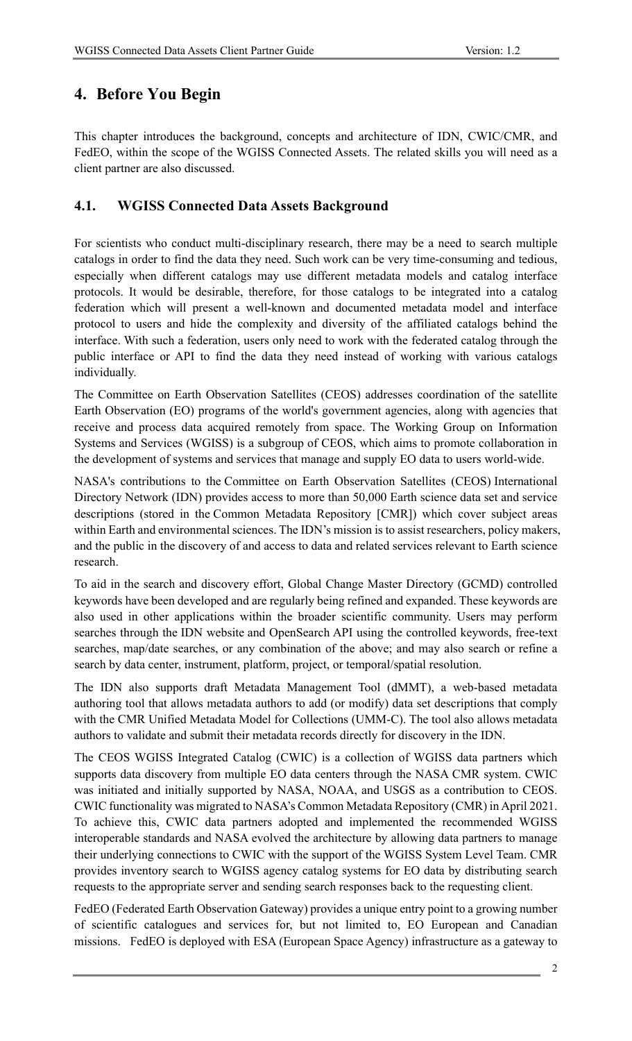# 4. Before You Begin

This chapter introduces the background, concepts and architecture of IDN, CWIC/CMR, and FedEO, within the scope of the WGISS Connected Assets. The related skills you will need as a client partner are also discussed.

## 4.1. WGISS Connected Data Assets Background

For scientists who conduct multi-disciplinary research, there may be a need to search multiple catalogs in order to find the data they need. Such work can be very time-consuming and tedious, especially when different catalogs may use different metadata models and catalog interface protocols. It would be desirable, therefore, for those catalogs to be integrated into a catalog federation which will present a well-known and documented metadata model and interface protocol to users and hide the complexity and diversity of the affiliated catalogs behind the interface. With such a federation, users only need to work with the federated catalog through the public interface or API to find the data they need instead of working with various catalogs individually.

The Committee on Earth Observation Satellites (CEOS) addresses coordination of the satellite Earth Observation (EO) programs of the world's government agencies, along with agencies that receive and process data acquired remotely from space. The Working Group on Information Systems and Services (WGISS) is a subgroup of CEOS, which aims to promote collaboration in the development of systems and services that manage and supply EO data to users world-wide.

NASA's contributions to the Committee on Earth Observation Satellites (CEOS) International Directory Network (IDN) provides access to more than 50,000 Earth science data set and service descriptions (stored in the Common Metadata Repository [CMR]) which cover subject areas within Earth and environmental sciences. The IDN's mission is to assist researchers, policy makers, and the public in the discovery of and access to data and related services relevant to Earth science research.

To aid in the search and discovery effort, Global Change Master Directory (GCMD) controlled keywords have been developed and are regularly being refined and expanded. These keywords are also used in other applications within the broader scientific community. Users may perform searches through the IDN website and OpenSearch API using the controlled keywords, free-text searches, map/date searches, or any combination of the above; and may also search or refine a search by data center, instrument, platform, project, or temporal/spatial resolution.

The IDN also supports draft Metadata Management Tool (dMMT), a web-based metadata authoring tool that allows metadata authors to add (or modify) data set descriptions that comply with the CMR Unified Metadata Model for Collections (UMM-C). The tool also allows metadata authors to validate and submit their metadata records directly for discovery in the IDN.

The CEOS WGISS Integrated Catalog (CWIC) is a collection of WGISS data partners which supports data discovery from multiple EO data centers through the NASA CMR system. CWIC was initiated and initially supported by NASA, NOAA, and USGS as a contribution to CEOS. CWIC functionality was migrated to NASA's Common Metadata Repository (CMR) in April 2021. To achieve this, CWIC data partners adopted and implemented the recommended WGISS interoperable standards and NASA evolved the architecture by allowing data partners to manage their underlying connections to CWIC with the support of the WGISS System Level Team. CMR provides inventory search to WGISS agency catalog systems for EO data by distributing search requests to the appropriate server and sending search responses back to the requesting client.

FedEO (Federated Earth Observation Gateway) provides a unique entry point to a growing number of scientific catalogues and services for, but not limited to, EO European and Canadian missions. FedEO is deployed with ESA (European Space Agency) infrastructure as a gateway to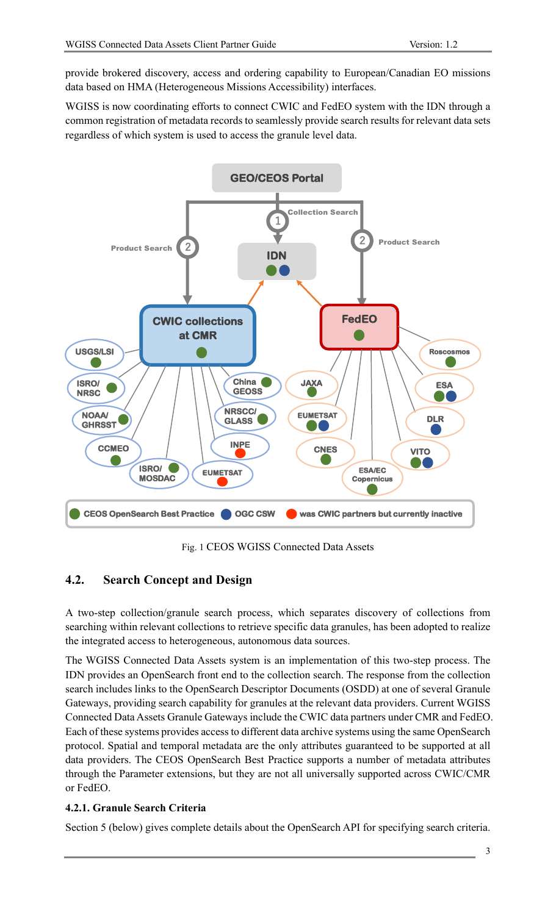provide brokered discovery, access and ordering capability to European/Canadian EO missions data based on HMA (Heterogeneous Missions Accessibility) interfaces.

WGISS is now coordinating efforts to connect CWIC and FedEO system with the IDN through a common registration of metadata records to seamlessly provide search results for relevant data sets regardless of which system is used to access the granule level data.

Fig. 1 CEOS WGISS Connected Data Assets

## 4.2. Search Concept and Design

A two-step collection/granule search process, which separates discovery of collections from searching within relevant collections to retrieve specific data granules, has been adopted to realize the integrated access to heterogeneous, autonomous data sources.

The WGISS Connected Data Assets system is an implementation of this two-step process. The IDN provides an OpenSearch front end to the collection search. The response from the collection search includes links to the OpenSearch Descriptor Documents (OSDD) at one of several Granule Gateways, providing search capability for granules at the relevant data providers. Current WGISS Connected Data Assets Granule Gateways include the CWIC data partners under CMR and FedEO. Each of these systems provides access to different data archive systems using the same OpenSearch protocol. Spatial and temporal metadata are the only attributes guaranteed to be supported at all data providers. The CEOS OpenSearch Best Practice supports a number of metadata attributes through the Parameter extensions, but they are not all universally supported across CWIC/CMR or FedEO.

### 4.2.1. Granule Search Criteria

Section 5 (below) gives complete details about the OpenSearch API for specifying search criteria.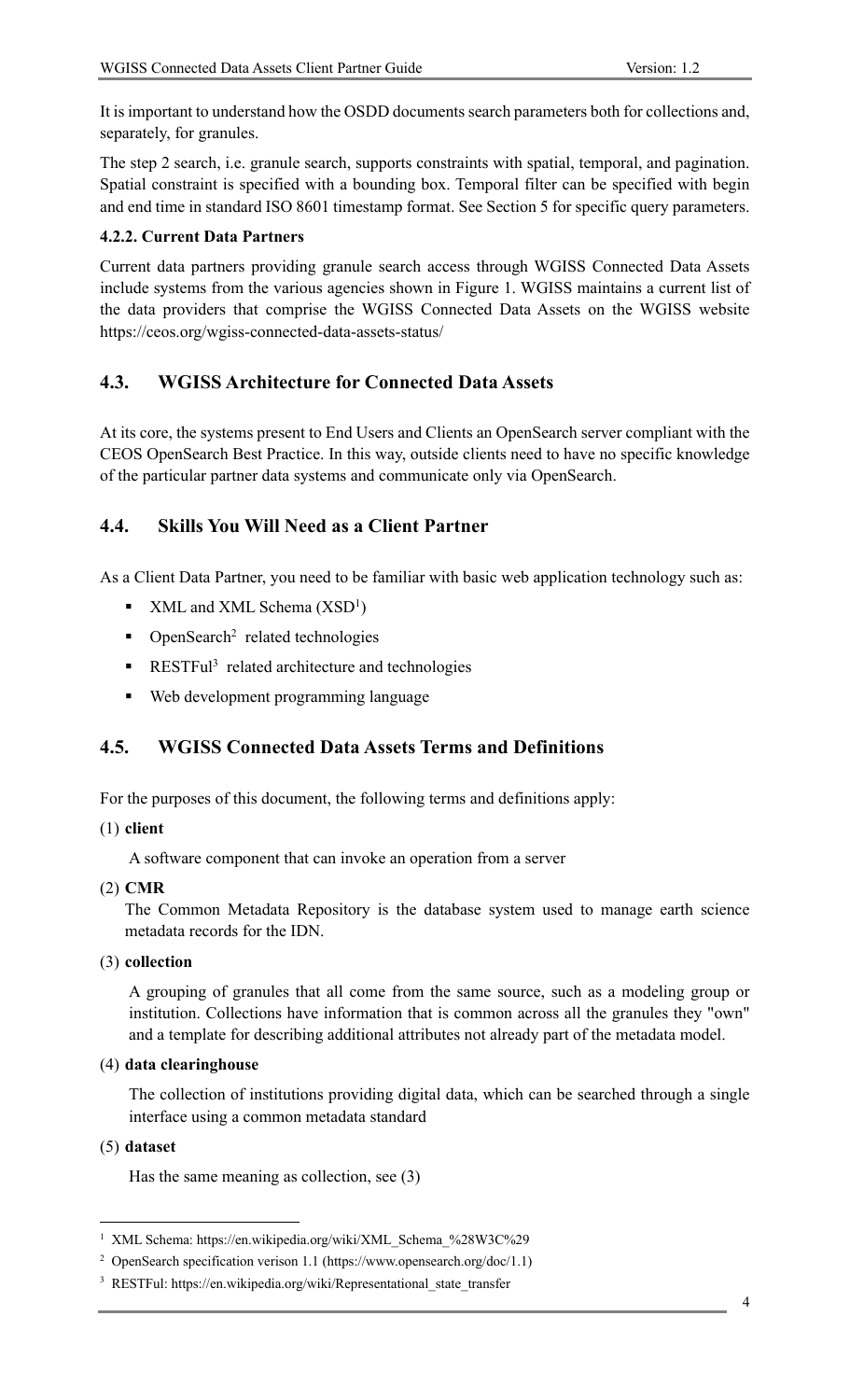It is important to understand how the OSDD documents search parameters both for collections and, separately, for granules.

The step 2 search, i.e. granule search, supports constraints with spatial, temporal, and pagination. Spatial constraint is specified with a bounding box. Temporal filter can be specified with begin and end time in standard ISO 8601 timestamp format. See Section 5 for specific query parameters.

#### 4.2.2. Current Data Partners

Current data partners providing granule search access through WGISS Connected Data Assets include systems from the various agencies shown in Figure 1. WGISS maintains a current list of the data providers that comprise the WGISS Connected Data Assets on the WGISS website https://ceos.org/wgiss-connected-data-assets-status/

### 4.3. WGISS Architecture for Connected Data Assets

At its core, the systems present to End Users and Clients an OpenSearch server compliant with the CEOS OpenSearch Best Practice. In this way, outside clients need to have no specific knowledge of the particular partner data systems and communicate only via OpenSearch.

### 4.4. Skills You Will Need as a Client Partner

As a Client Data Partner, you need to be familiar with basic web application technology such as:

- XML and XML Schema (XSD[1])
- OpenSearch[2] related technologies
- RESTFul[3] related architecture and technologies
- Web development programming language

### 4.5. WGISS Connected Data Assets Terms and Definitions

For the purposes of this document, the following terms and definitions apply:

(1) **client**

A software component that can invoke an operation from a server

(2) **CMR**

The Common Metadata Repository is the database system used to manage earth science metadata records for the IDN.

(3) **collection**

A grouping of granules that all come from the same source, such as a modeling group or institution. Collections have information that is common across all the granules they "own" and a template for describing additional attributes not already part of the metadata model.

(4) **data clearinghouse**

The collection of institutions providing digital data, which can be searched through a single interface using a common metadata standard

(5) **dataset**

Has the same meaning as collection, see (3)

---

[1] XML Schema: https://en.wikipedia.org/wiki/XML_Schema_%28W3C%29

[2] OpenSearch specification verison 1.1 (https://www.opensearch.org/doc/1.1)

[3] RESTFul: https://en.wikipedia.org/wiki/Representational_state_transfer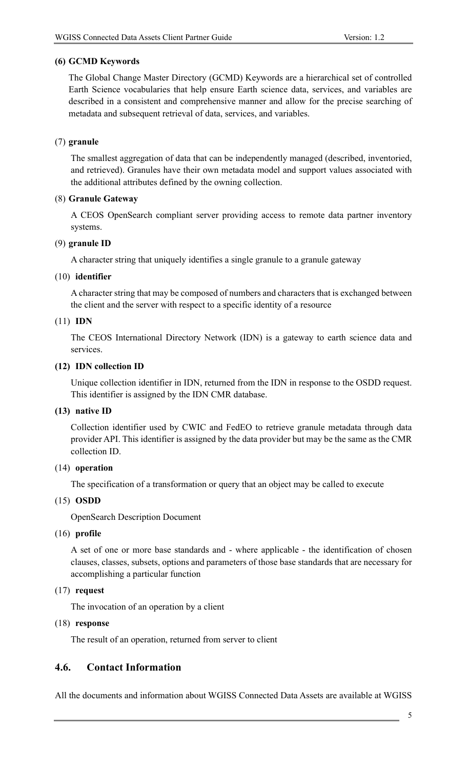**(6) GCMD Keywords**

The Global Change Master Directory (GCMD) Keywords are a hierarchical set of controlled Earth Science vocabularies that help ensure Earth science data, services, and variables are described in a consistent and comprehensive manner and allow for the precise searching of metadata and subsequent retrieval of data, services, and variables.

(7) **granule**

The smallest aggregation of data that can be independently managed (described, inventoried, and retrieved). Granules have their own metadata model and support values associated with the additional attributes defined by the owning collection.

(8) **Granule Gateway**

A CEOS OpenSearch compliant server providing access to remote data partner inventory systems.

(9) **granule ID**

A character string that uniquely identifies a single granule to a granule gateway

(10) **identifier**

A character string that may be composed of numbers and characters that is exchanged between the client and the server with respect to a specific identity of a resource

(11) **IDN**

The CEOS International Directory Network (IDN) is a gateway to earth science data and services.

**(12) IDN collection ID**

Unique collection identifier in IDN, returned from the IDN in response to the OSDD request. This identifier is assigned by the IDN CMR database.

**(13) native ID**

Collection identifier used by CWIC and FedEO to retrieve granule metadata through data provider API. This identifier is assigned by the data provider but may be the same as the CMR collection ID.

(14) **operation**

The specification of a transformation or query that an object may be called to execute

(15) **OSDD**

OpenSearch Description Document

(16) **profile**

A set of one or more base standards and - where applicable - the identification of chosen clauses, classes, subsets, options and parameters of those base standards that are necessary for accomplishing a particular function

(17) **request**

The invocation of an operation by a client

(18) **response**

The result of an operation, returned from server to client

## 4.6. Contact Information

All the documents and information about WGISS Connected Data Assets are available at WGISS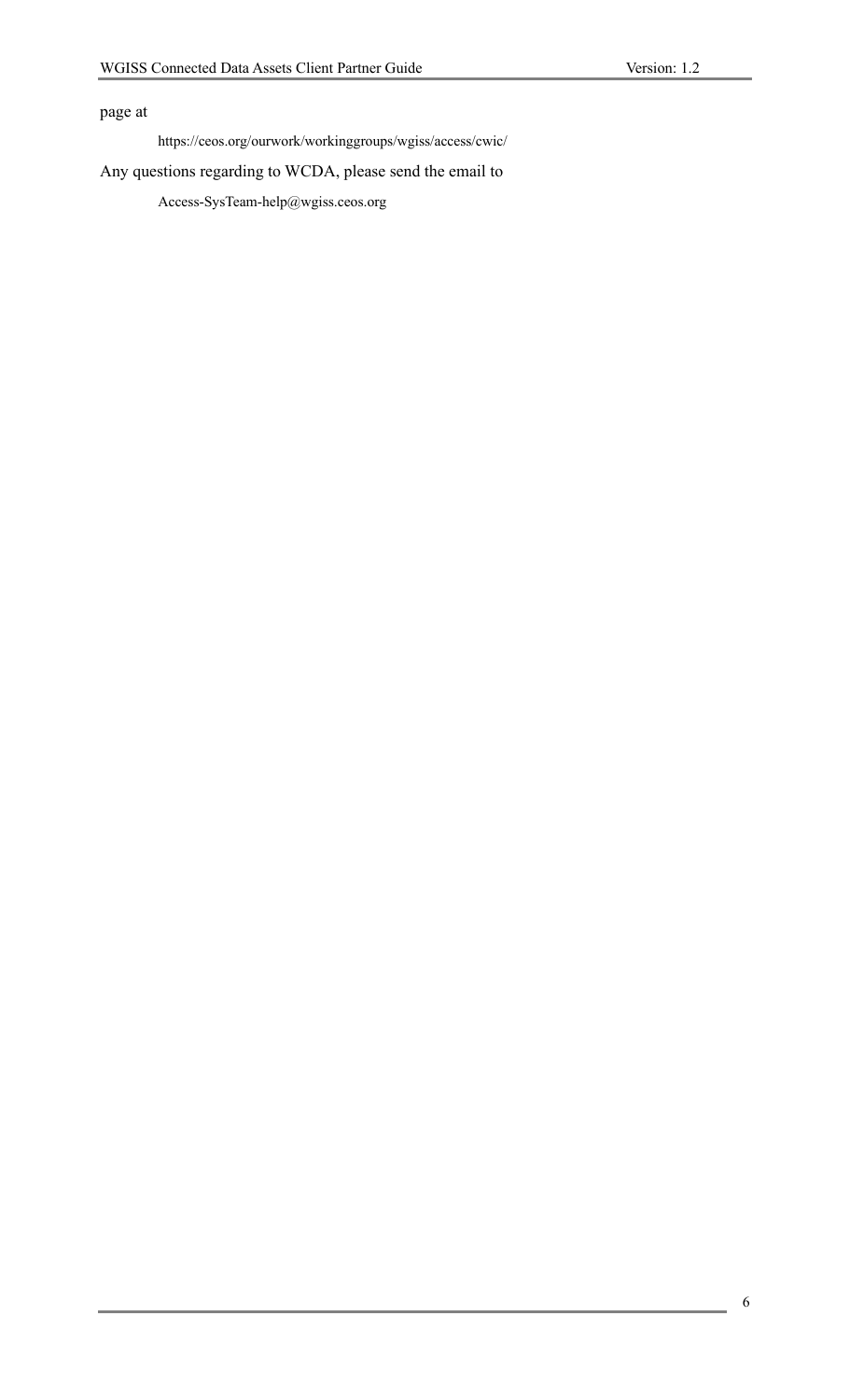page at

https://ceos.org/ourwork/workinggroups/wgiss/access/cwic/

Any questions regarding to WCDA, please send the email to

Access-SysTeam-help@wgiss.ceos.org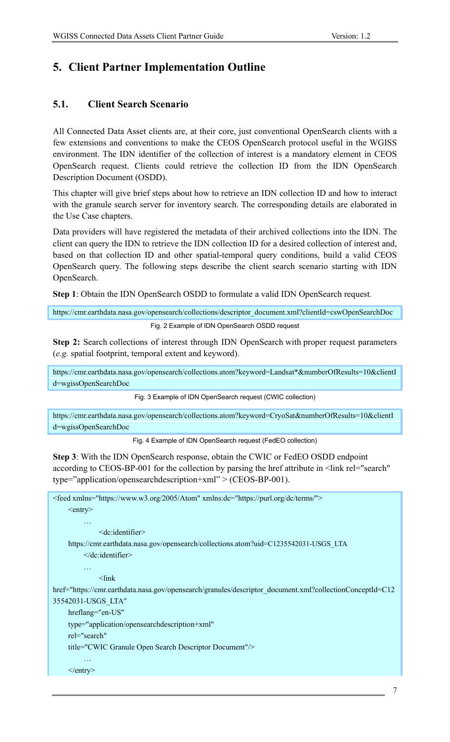# 5. Client Partner Implementation Outline

## 5.1. Client Search Scenario

All Connected Data Asset clients are, at their core, just conventional OpenSearch clients with a few extensions and conventions to make the CEOS OpenSearch protocol useful in the WGISS environment. The IDN identifier of the collection of interest is a mandatory element in CEOS OpenSearch request. Clients could retrieve the collection ID from the IDN OpenSearch Description Document (OSDD).

This chapter will give brief steps about how to retrieve an IDN collection ID and how to interact with the granule search server for inventory search. The corresponding details are elaborated in the Use Case chapters.

Data providers will have registered the metadata of their archived collections into the IDN. The client can query the IDN to retrieve the IDN collection ID for a desired collection of interest and, based on that collection ID and other spatial-temporal query conditions, build a valid CEOS OpenSearch query. The following steps describe the client search scenario starting with IDN OpenSearch.

**Step 1**: Obtain the IDN OpenSearch OSDD to formulate a valid IDN OpenSearch request.

```
https://cmr.earthdata.nasa.gov/opensearch/collections/descriptor_document.xml?clientId=cswOpenSearchDoc
```

Fig. 2 Example of IDN OpenSearch OSDD request

**Step 2:** Search collections of interest through IDN OpenSearch with proper request parameters (*e.g.* spatial footprint, temporal extent and keyword).

```
https://cmr.earthdata.nasa.gov/opensearch/collections.atom?keyword=Landsat*&numberOfResults=10&clientId=wgissOpenSearchDoc
```

Fig. 3 Example of IDN OpenSearch request (CWIC collection)

```
https://cmr.earthdata.nasa.gov/opensearch/collections.atom?keyword=CryoSat&numberOfResults=10&clientId=wgissOpenSearchDoc
```

Fig. 4 Example of IDN OpenSearch request (FedEO collection)

**Step 3**: With the IDN OpenSearch response, obtain the CWIC or FedEO OSDD endpoint according to CEOS-BP-001 for the collection by parsing the href attribute in <link rel="search" type="application/opensearchdescription+xml" > (CEOS-BP-001).

```
<feed xmlns="https://www.w3.org/2005/Atom" xmlns:dc="https://purl.org/dc/terms/">
    <entry>
        …
            <dc:identifier>
    https://cmr.earthdata.nasa.gov/opensearch/collections.atom?uid=C1235542031-USGS_LTA
        </dc:identifier>
        …
            <link
href="https://cmr.earthdata.nasa.gov/opensearch/granules/descriptor_document.xml?collectionConceptId=C1235542031-USGS_LTA"
    hreflang="en-US"
    type="application/opensearchdescription+xml"
    rel="search"
    title="CWIC Granule Open Search Descriptor Document"/>
        …
    </entry>
```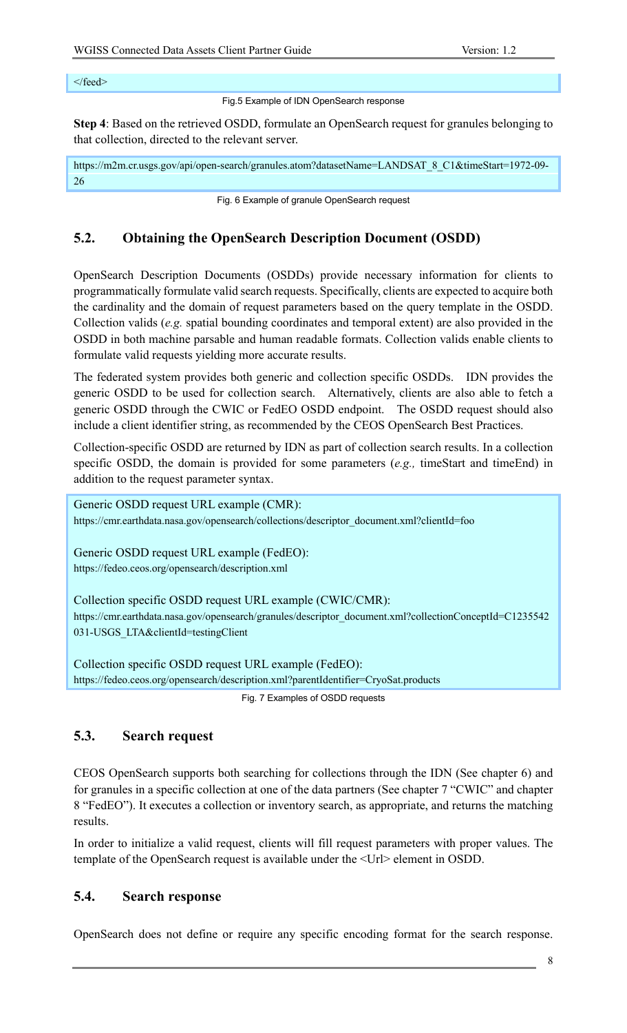```
</feed>
```

Fig.5 Example of IDN OpenSearch response

**Step 4**: Based on the retrieved OSDD, formulate an OpenSearch request for granules belonging to that collection, directed to the relevant server.

```
https://m2m.cr.usgs.gov/api/open-search/granules.atom?datasetName=LANDSAT_8_C1&timeStart=1972-09-26
```

Fig. 6 Example of granule OpenSearch request

## 5.2. Obtaining the OpenSearch Description Document (OSDD)

OpenSearch Description Documents (OSDDs) provide necessary information for clients to programmatically formulate valid search requests. Specifically, clients are expected to acquire both the cardinality and the domain of request parameters based on the query template in the OSDD. Collection valids (*e.g.* spatial bounding coordinates and temporal extent) are also provided in the OSDD in both machine parsable and human readable formats. Collection valids enable clients to formulate valid requests yielding more accurate results.

The federated system provides both generic and collection specific OSDDs. IDN provides the generic OSDD to be used for collection search. Alternatively, clients are also able to fetch a generic OSDD through the CWIC or FedEO OSDD endpoint. The OSDD request should also include a client identifier string, as recommended by the CEOS OpenSearch Best Practices.

Collection-specific OSDD are returned by IDN as part of collection search results. In a collection specific OSDD, the domain is provided for some parameters (*e.g.,* timeStart and timeEnd) in addition to the request parameter syntax.

Generic OSDD request URL example (CMR):
https://cmr.earthdata.nasa.gov/opensearch/collections/descriptor_document.xml?clientId=foo

Generic OSDD request URL example (FedEO):
https://fedeo.ceos.org/opensearch/description.xml

Collection specific OSDD request URL example (CWIC/CMR):
https://cmr.earthdata.nasa.gov/opensearch/granules/descriptor_document.xml?collectionConceptId=C1235542031-USGS_LTA&clientId=testingClient

Collection specific OSDD request URL example (FedEO):
https://fedeo.ceos.org/opensearch/description.xml?parentIdentifier=CryoSat.products

Fig. 7 Examples of OSDD requests

## 5.3. Search request

CEOS OpenSearch supports both searching for collections through the IDN (See chapter 6) and for granules in a specific collection at one of the data partners (See chapter 7 "CWIC" and chapter 8 "FedEO"). It executes a collection or inventory search, as appropriate, and returns the matching results.

In order to initialize a valid request, clients will fill request parameters with proper values. The template of the OpenSearch request is available under the <Url> element in OSDD.

## 5.4. Search response

OpenSearch does not define or require any specific encoding format for the search response.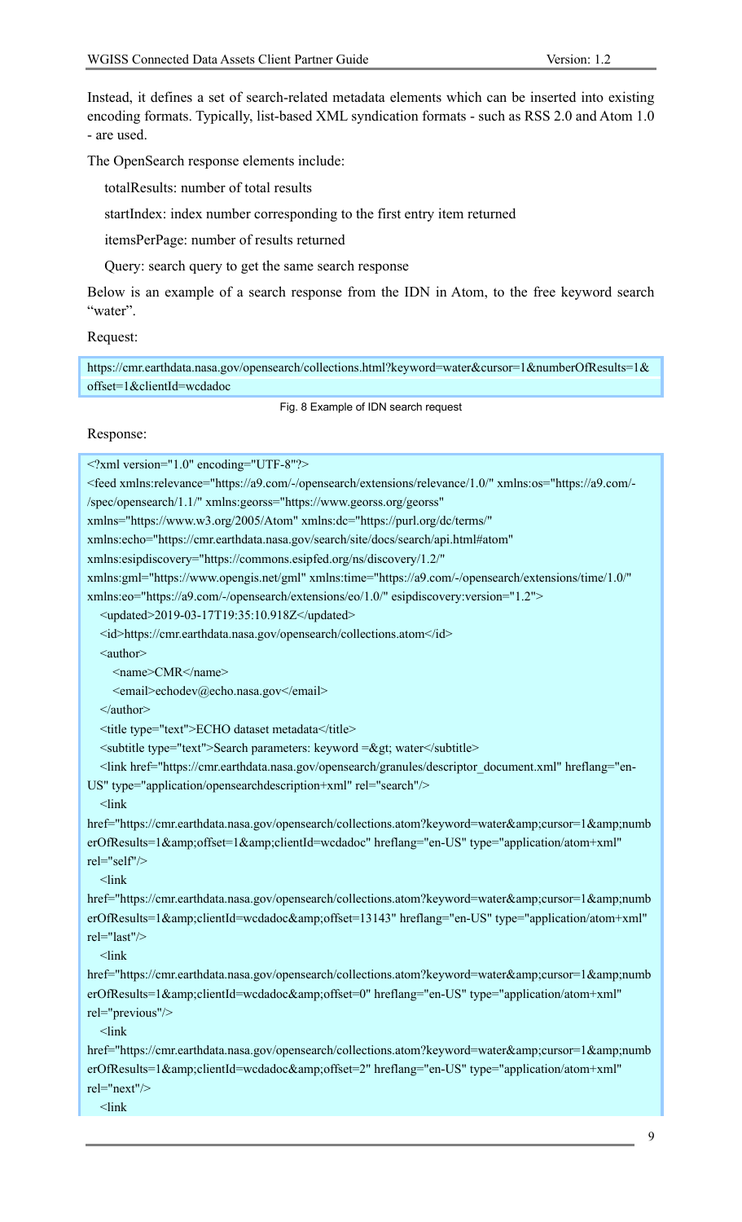Instead, it defines a set of search-related metadata elements which can be inserted into existing encoding formats. Typically, list-based XML syndication formats - such as RSS 2.0 and Atom 1.0 - are used.

The OpenSearch response elements include:

totalResults: number of total results

startIndex: index number corresponding to the first entry item returned

itemsPerPage: number of results returned

Query: search query to get the same search response

Below is an example of a search response from the IDN in Atom, to the free keyword search "water".

Request:

```
https://cmr.earthdata.nasa.gov/opensearch/collections.html?keyword=water&cursor=1&numberOfResults=1&offset=1&clientId=wcdadoc
```

Fig. 8 Example of IDN search request

Response:

```
<?xml version="1.0" encoding="UTF-8"?>
<feed xmlns:relevance="https://a9.com/-/opensearch/extensions/relevance/1.0/" xmlns:os="https://a9.com/-/spec/opensearch/1.1/" xmlns:georss="https://www.georss.org/georss"
xmlns="https://www.w3.org/2005/Atom" xmlns:dc="https://purl.org/dc/terms/"
xmlns:echo="https://cmr.earthdata.nasa.gov/search/site/docs/search/api.html#atom"
xmlns:esipdiscovery="https://commons.esipfed.org/ns/discovery/1.2/"
xmlns:gml="https://www.opengis.net/gml" xmlns:time="https://a9.com/-/opensearch/extensions/time/1.0/"
xmlns:eo="https://a9.com/-/opensearch/extensions/eo/1.0/" esipdiscovery:version="1.2">
  <updated>2019-03-17T19:35:10.918Z</updated>
  <id>https://cmr.earthdata.nasa.gov/opensearch/collections.atom</id>
  <author>
    <name>CMR</name>
    <email>echodev@echo.nasa.gov</email>
  </author>
  <title type="text">ECHO dataset metadata</title>
  <subtitle type="text">Search parameters: keyword =&gt; water</subtitle>
  <link href="https://cmr.earthdata.nasa.gov/opensearch/granules/descriptor_document.xml" hreflang="en-US" type="application/opensearchdescription+xml" rel="search"/>
  <link
href="https://cmr.earthdata.nasa.gov/opensearch/collections.atom?keyword=water&amp;cursor=1&amp;numberOfResults=1&amp;offset=1&amp;clientId=wcdadoc" hreflang="en-US" type="application/atom+xml"
rel="self"/>
  <link
href="https://cmr.earthdata.nasa.gov/opensearch/collections.atom?keyword=water&amp;cursor=1&amp;numberOfResults=1&amp;clientId=wcdadoc&amp;offset=13143" hreflang="en-US" type="application/atom+xml"
rel="last"/>
  <link
href="https://cmr.earthdata.nasa.gov/opensearch/collections.atom?keyword=water&amp;cursor=1&amp;numberOfResults=1&amp;clientId=wcdadoc&amp;offset=0" hreflang="en-US" type="application/atom+xml"
rel="previous"/>
  <link
href="https://cmr.earthdata.nasa.gov/opensearch/collections.atom?keyword=water&amp;cursor=1&amp;numberOfResults=1&amp;clientId=wcdadoc&amp;offset=2" hreflang="en-US" type="application/atom+xml"
rel="next"/>
  <link
```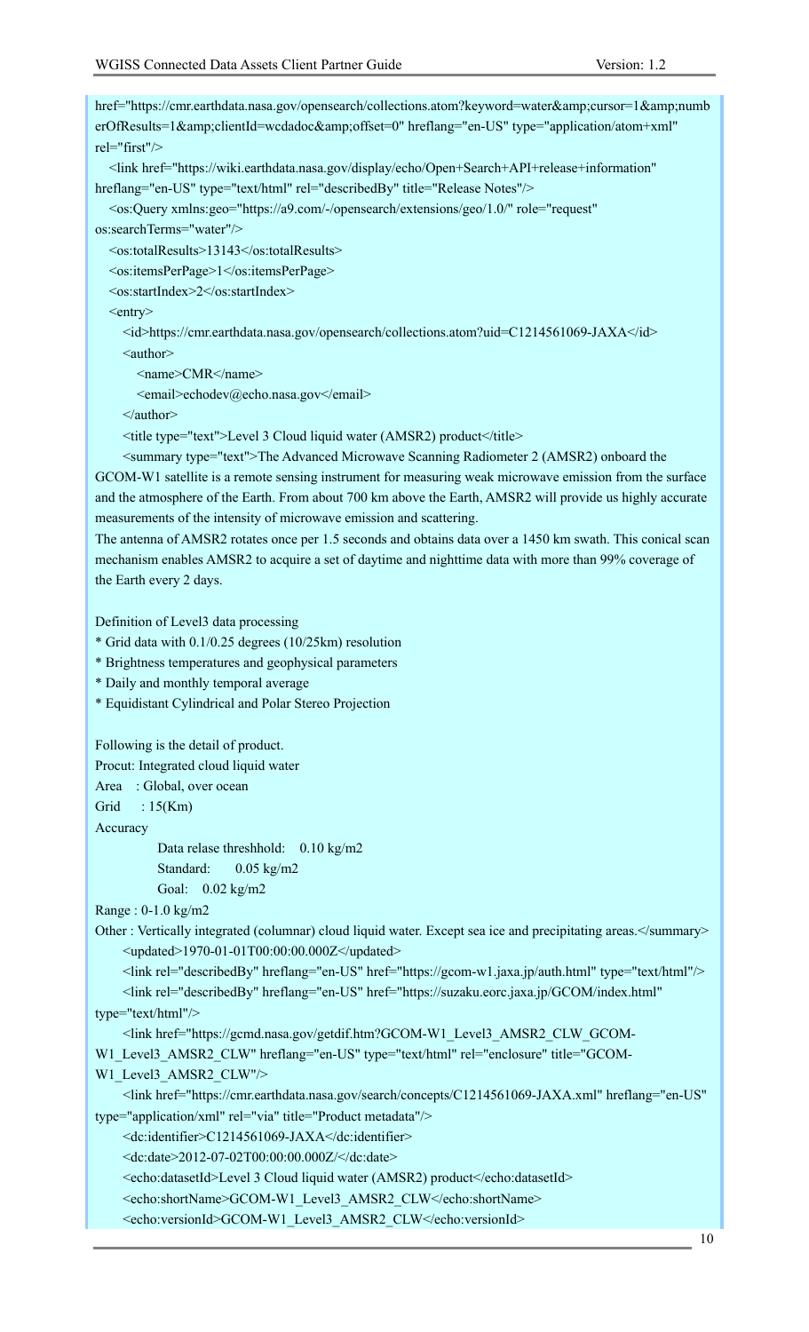```
href="https://cmr.earthdata.nasa.gov/opensearch/collections.atom?keyword=water&amp;cursor=1&amp;numberOfResults=1&amp;clientId=wcdadoc&amp;offset=0" hreflang="en-US" type="application/atom+xml" rel="first"/>
   <link href="https://wiki.earthdata.nasa.gov/display/echo/Open+Search+API+release+information" hreflang="en-US" type="text/html" rel="describedBy" title="Release Notes"/>
   <os:Query xmlns:geo="https://a9.com/-/opensearch/extensions/geo/1.0/" role="request" os:searchTerms="water"/>
   <os:totalResults>13143</os:totalResults>
   <os:itemsPerPage>1</os:itemsPerPage>
   <os:startIndex>2</os:startIndex>
   <entry>
     <id>https://cmr.earthdata.nasa.gov/opensearch/collections.atom?uid=C1214561069-JAXA</id>
     <author>
       <name>CMR</name>
       <email>echodev@echo.nasa.gov</email>
     </author>
     <title type="text">Level 3 Cloud liquid water (AMSR2) product</title>
     <summary type="text">The Advanced Microwave Scanning Radiometer 2 (AMSR2) onboard the GCOM-W1 satellite is a remote sensing instrument for measuring weak microwave emission from the surface and the atmosphere of the Earth. From about 700 km above the Earth, AMSR2 will provide us highly accurate measurements of the intensity of microwave emission and scattering.
The antenna of AMSR2 rotates once per 1.5 seconds and obtains data over a 1450 km swath. This conical scan mechanism enables AMSR2 to acquire a set of daytime and nighttime data with more than 99% coverage of the Earth every 2 days.

Definition of Level3 data processing
* Grid data with 0.1/0.25 degrees (10/25km) resolution
* Brightness temperatures and geophysical parameters
* Daily and monthly temporal average
* Equidistant Cylindrical and Polar Stereo Projection

Following is the detail of product.
Procut: Integrated cloud liquid water
Area   : Global, over ocean
Grid    : 15(Km)
Accuracy
          Data relase threshhold:   0.10 kg/m2
          Standard:      0.05 kg/m2
          Goal:   0.02 kg/m2
Range : 0-1.0 kg/m2
Other : Vertically integrated (columnar) cloud liquid water. Except sea ice and precipitating areas.</summary>
     <updated>1970-01-01T00:00:00.000Z</updated>
     <link rel="describedBy" hreflang="en-US" href="https://gcom-w1.jaxa.jp/auth.html" type="text/html"/>
     <link rel="describedBy" hreflang="en-US" href="https://suzaku.eorc.jaxa.jp/GCOM/index.html" type="text/html"/>
     <link href="https://gcmd.nasa.gov/getdif.htm?GCOM-W1_Level3_AMSR2_CLW_GCOM-W1_Level3_AMSR2_CLW" hreflang="en-US" type="text/html" rel="enclosure" title="GCOM-W1_Level3_AMSR2_CLW"/>
     <link href="https://cmr.earthdata.nasa.gov/search/concepts/C1214561069-JAXA.xml" hreflang="en-US" type="application/xml" rel="via" title="Product metadata"/>
     <dc:identifier>C1214561069-JAXA</dc:identifier>
     <dc:date>2012-07-02T00:00:00.000Z/</dc:date>
     <echo:datasetId>Level 3 Cloud liquid water (AMSR2) product</echo:datasetId>
     <echo:shortName>GCOM-W1_Level3_AMSR2_CLW</echo:shortName>
     <echo:versionId>GCOM-W1_Level3_AMSR2_CLW</echo:versionId>
```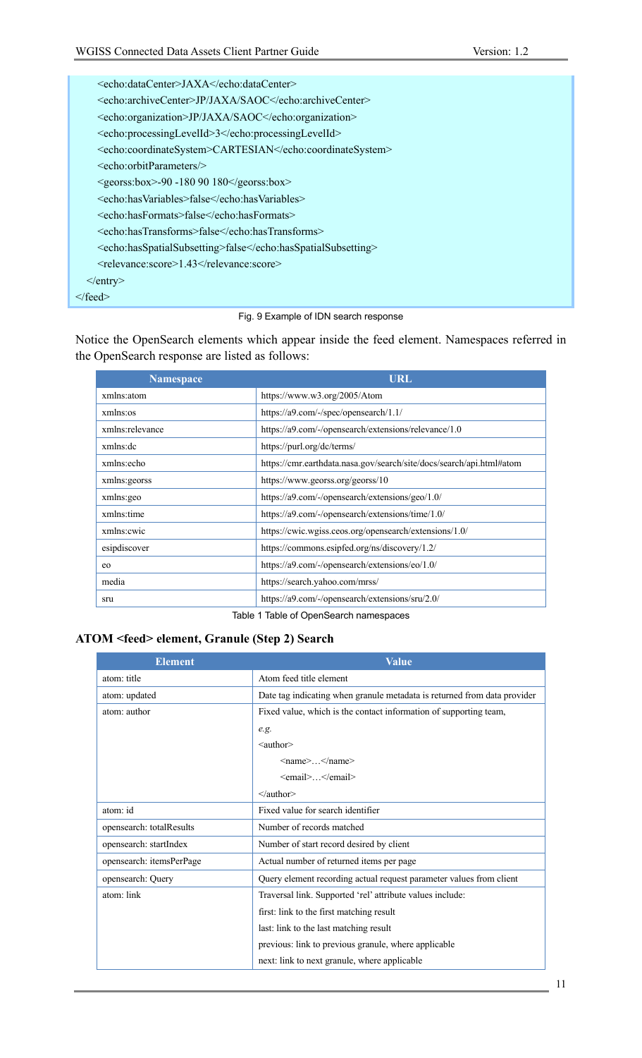```
    <echo:dataCenter>JAXA</echo:dataCenter>
    <echo:archiveCenter>JP/JAXA/SAOC</echo:archiveCenter>
    <echo:organization>JP/JAXA/SAOC</echo:organization>
    <echo:processingLevelId>3</echo:processingLevelId>
    <echo:coordinateSystem>CARTESIAN</echo:coordinateSystem>
    <echo:orbitParameters/>
    <georss:box>-90 -180 90 180</georss:box>
    <echo:hasVariables>false</echo:hasVariables>
    <echo:hasFormats>false</echo:hasFormats>
    <echo:hasTransforms>false</echo:hasTransforms>
    <echo:hasSpatialSubsetting>false</echo:hasSpatialSubsetting>
    <relevance:score>1.43</relevance:score>
  </entry>
</feed>
```

Fig. 9 Example of IDN search response

Notice the OpenSearch elements which appear inside the feed element. Namespaces referred in the OpenSearch response are listed as follows:

| Namespace | URL |
|---|---|
| xmlns:atom | https://www.w3.org/2005/Atom |
| xmlns:os | https://a9.com/-/spec/opensearch/1.1/ |
| xmlns:relevance | https://a9.com/-/opensearch/extensions/relevance/1.0 |
| xmlns:dc | https://purl.org/dc/terms/ |
| xmlns:echo | https://cmr.earthdata.nasa.gov/search/site/docs/search/api.html#atom |
| xmlns:georss | https://www.georss.org/georss/10 |
| xmlns:geo | https://a9.com/-/opensearch/extensions/geo/1.0/ |
| xmlns:time | https://a9.com/-/opensearch/extensions/time/1.0/ |
| xmlns:cwic | https://cwic.wgiss.ceos.org/opensearch/extensions/1.0/ |
| esipdiscover | https://commons.esipfed.org/ns/discovery/1.2/ |
| eo | https://a9.com/-/opensearch/extensions/eo/1.0/ |
| media | https://search.yahoo.com/mrss/ |
| sru | https://a9.com/-/opensearch/extensions/sru/2.0/ |

Table 1 Table of OpenSearch namespaces

### ATOM <feed> element, Granule (Step 2) Search

| Element | Value |
|---|---|
| atom: title | Atom feed title element |
| atom: updated | Date tag indicating when granule metadata is returned from data provider |
| atom: author | Fixed value, which is the contact information of supporting team, *e.g.* <author> <name>…</name> <email>…</email> </author> |
| atom: id | Fixed value for search identifier |
| opensearch: totalResults | Number of records matched |
| opensearch: startIndex | Number of start record desired by client |
| opensearch: itemsPerPage | Actual number of returned items per page |
| opensearch: Query | Query element recording actual request parameter values from client |
| atom: link | Traversal link. Supported 'rel' attribute values include: first: link to the first matching result last: link to the last matching result previous: link to previous granule, where applicable next: link to next granule, where applicable |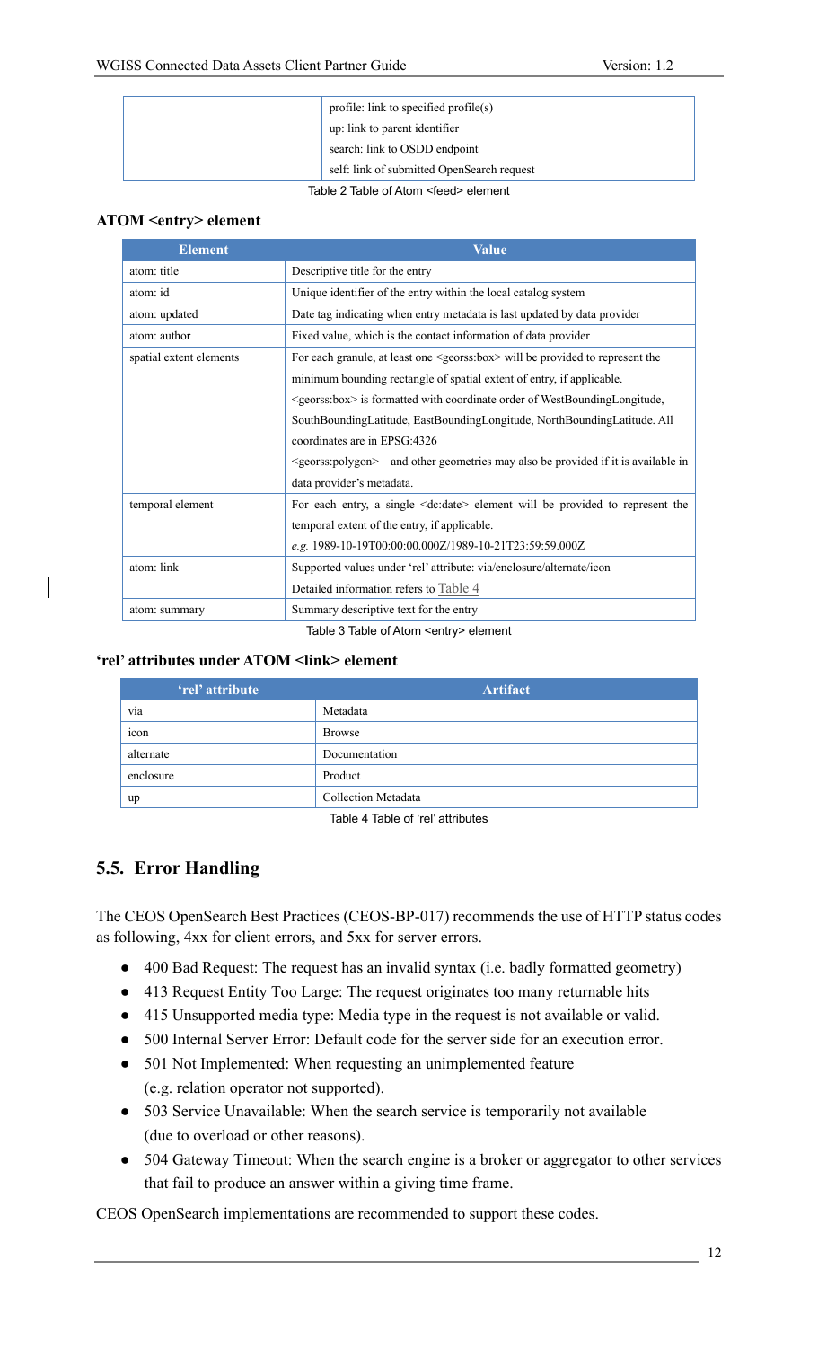| | |
|---|---|
| | profile: link to specified profile(s) |
| | up: link to parent identifier |
| | search: link to OSDD endpoint |
| | self: link of submitted OpenSearch request |

Table 2 Table of Atom <feed> element

**ATOM <entry> element**

| Element | Value |
|---|---|
| atom: title | Descriptive title for the entry |
| atom: id | Unique identifier of the entry within the local catalog system |
| atom: updated | Date tag indicating when entry metadata is last updated by data provider |
| atom: author | Fixed value, which is the contact information of data provider |
| spatial extent elements | For each granule, at least one <georss:box> will be provided to represent the minimum bounding rectangle of spatial extent of entry, if applicable. <georss:box> is formatted with coordinate order of WestBoundingLongitude, SouthBoundingLatitude, EastBoundingLongitude, NorthBoundingLatitude. All coordinates are in EPSG:4326<br><georss:polygon> and other geometries may also be provided if it is available in data provider's metadata. |
| temporal element | For each entry, a single <dc:date> element will be provided to represent the temporal extent of the entry, if applicable.<br>*e.g.* 1989-10-19T00:00:00.000Z/1989-10-21T23:59:59.000Z |
| atom: link | Supported values under 'rel' attribute: via/enclosure/alternate/icon<br>Detailed information refers to Table 4 |
| atom: summary | Summary descriptive text for the entry |

Table 3 Table of Atom <entry> element

**'rel' attributes under ATOM <link> element**

| 'rel' attribute | Artifact |
|---|---|
| via | Metadata |
| icon | Browse |
| alternate | Documentation |
| enclosure | Product |
| up | Collection Metadata |

Table 4 Table of 'rel' attributes

## 5.5. Error Handling

The CEOS OpenSearch Best Practices (CEOS-BP-017) recommends the use of HTTP status codes as following, 4xx for client errors, and 5xx for server errors.

- 400 Bad Request: The request has an invalid syntax (i.e. badly formatted geometry)
- 413 Request Entity Too Large: The request originates too many returnable hits
- 415 Unsupported media type: Media type in the request is not available or valid.
- 500 Internal Server Error: Default code for the server side for an execution error.
- 501 Not Implemented: When requesting an unimplemented feature (e.g. relation operator not supported).
- 503 Service Unavailable: When the search service is temporarily not available (due to overload or other reasons).
- 504 Gateway Timeout: When the search engine is a broker or aggregator to other services that fail to produce an answer within a giving time frame.

CEOS OpenSearch implementations are recommended to support these codes.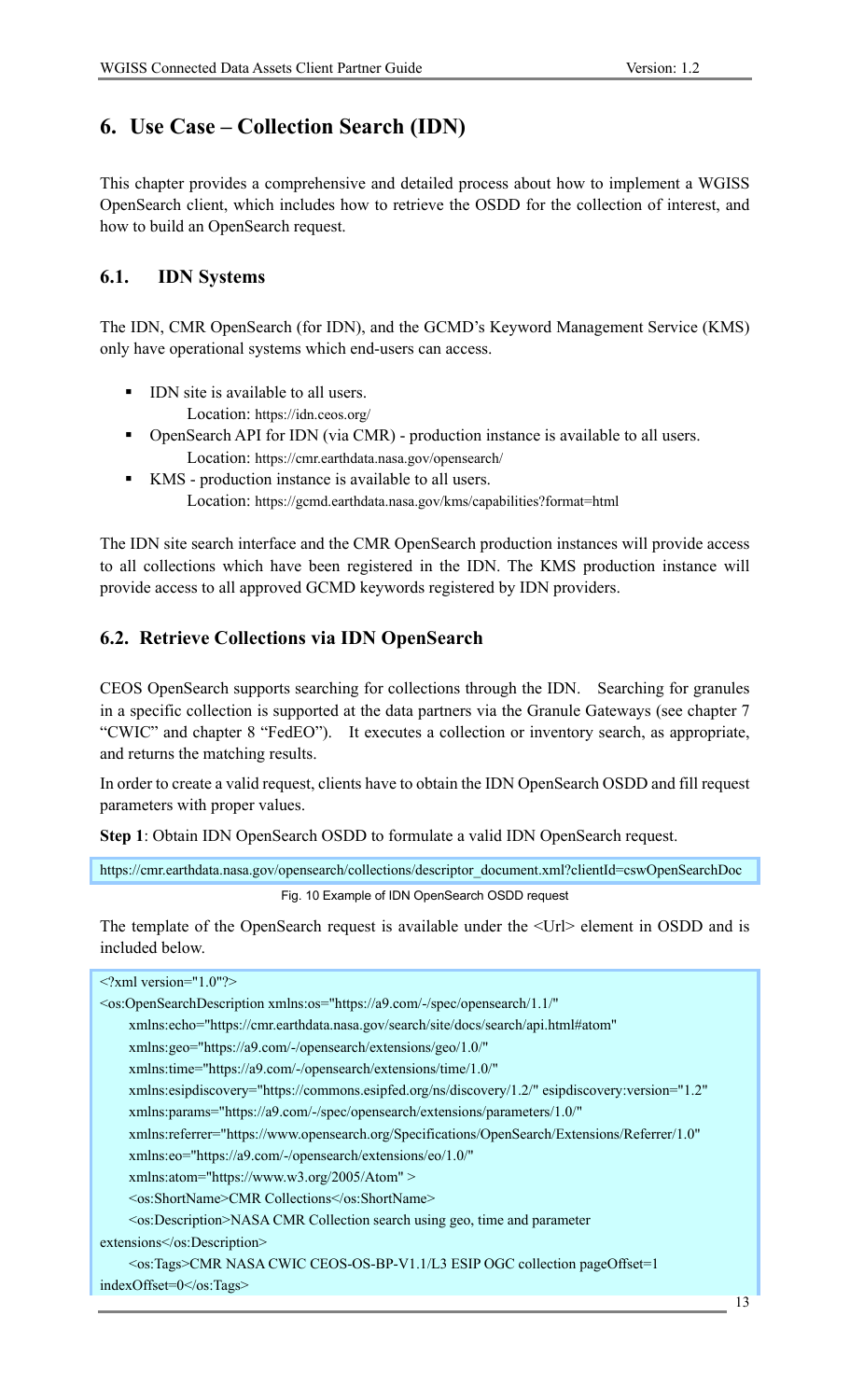# 6. Use Case – Collection Search (IDN)

This chapter provides a comprehensive and detailed process about how to implement a WGISS OpenSearch client, which includes how to retrieve the OSDD for the collection of interest, and how to build an OpenSearch request.

## 6.1. IDN Systems

The IDN, CMR OpenSearch (for IDN), and the GCMD's Keyword Management Service (KMS) only have operational systems which end-users can access.

- IDN site is available to all users.
  Location: https://idn.ceos.org/
- OpenSearch API for IDN (via CMR) - production instance is available to all users.
  Location: https://cmr.earthdata.nasa.gov/opensearch/
- KMS - production instance is available to all users.
  Location: https://gcmd.earthdata.nasa.gov/kms/capabilities?format=html

The IDN site search interface and the CMR OpenSearch production instances will provide access to all collections which have been registered in the IDN. The KMS production instance will provide access to all approved GCMD keywords registered by IDN providers.

## 6.2. Retrieve Collections via IDN OpenSearch

CEOS OpenSearch supports searching for collections through the IDN. Searching for granules in a specific collection is supported at the data partners via the Granule Gateways (see chapter 7 "CWIC" and chapter 8 "FedEO"). It executes a collection or inventory search, as appropriate, and returns the matching results.

In order to create a valid request, clients have to obtain the IDN OpenSearch OSDD and fill request parameters with proper values.

**Step 1**: Obtain IDN OpenSearch OSDD to formulate a valid IDN OpenSearch request.

```
https://cmr.earthdata.nasa.gov/opensearch/collections/descriptor_document.xml?clientId=cswOpenSearchDoc
```

Fig. 10 Example of IDN OpenSearch OSDD request

The template of the OpenSearch request is available under the <Url> element in OSDD and is included below.

```
<?xml version="1.0"?>
<os:OpenSearchDescription xmlns:os="https://a9.com/-/spec/opensearch/1.1/"
    xmlns:echo="https://cmr.earthdata.nasa.gov/search/site/docs/search/api.html#atom"
    xmlns:geo="https://a9.com/-/opensearch/extensions/geo/1.0/"
    xmlns:time="https://a9.com/-/opensearch/extensions/time/1.0/"
    xmlns:esipdiscovery="https://commons.esipfed.org/ns/discovery/1.2/" esipdiscovery:version="1.2"
    xmlns:params="https://a9.com/-/spec/opensearch/extensions/parameters/1.0/"
    xmlns:referrer="https://www.opensearch.org/Specifications/OpenSearch/Extensions/Referrer/1.0"
    xmlns:eo="https://a9.com/-/opensearch/extensions/eo/1.0/"
    xmlns:atom="https://www.w3.org/2005/Atom" >
    <os:ShortName>CMR Collections</os:ShortName>
    <os:Description>NASA CMR Collection search using geo, time and parameter
extensions</os:Description>
    <os:Tags>CMR NASA CWIC CEOS-OS-BP-V1.1/L3 ESIP OGC collection pageOffset=1
indexOffset=0</os:Tags>
```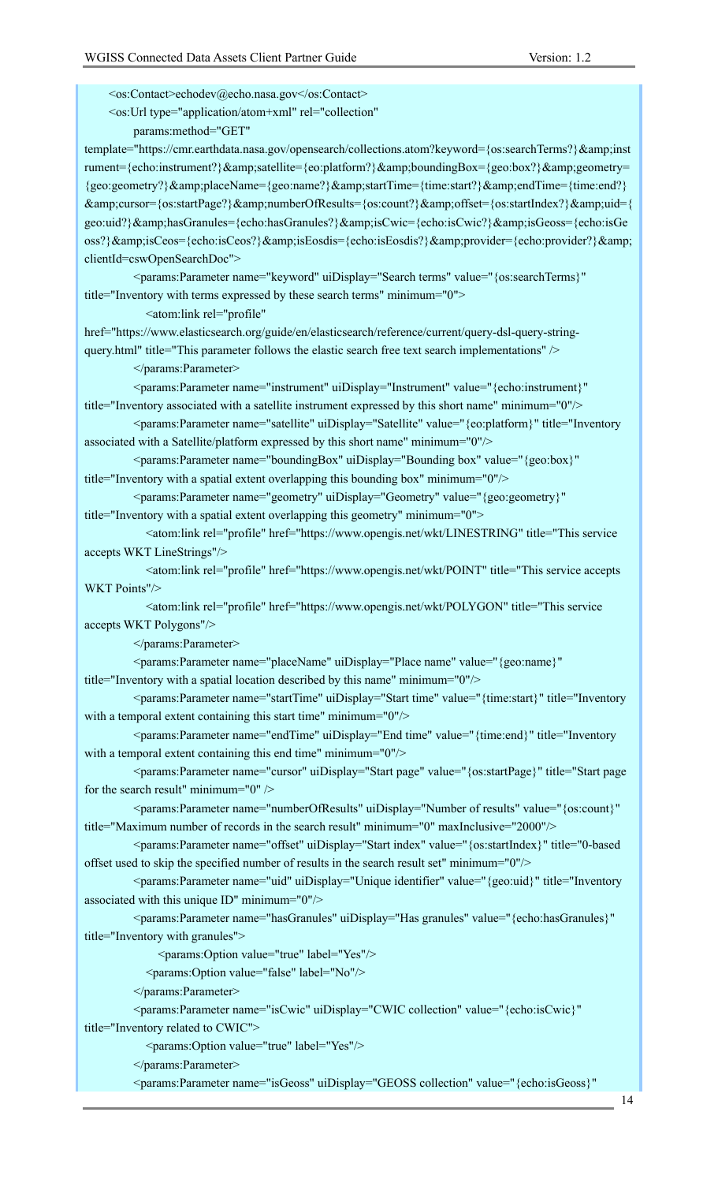```
    <os:Contact>echodev@echo.nasa.gov</os:Contact>
    <os:Url type="application/atom+xml" rel="collection"
        params:method="GET"
template="https://cmr.earthdata.nasa.gov/opensearch/collections.atom?keyword={os:searchTerms?}&amp;instrument={echo:instrument?}&amp;satellite={eo:platform?}&amp;boundingBox={geo:box?}&amp;geometry={geo:geometry?}&amp;placeName={geo:name?}&amp;startTime={time:start?}&amp;endTime={time:end?}&amp;cursor={os:startPage?}&amp;numberOfResults={os:count?}&amp;offset={os:startIndex?}&amp;uid={geo:uid?}&amp;hasGranules={echo:hasGranules?}&amp;isCwic={echo:isCwic?}&amp;isGeoss={echo:isGeoss?}&amp;isCeos={echo:isCeos?}&amp;isEosdis={echo:isEosdis?}&amp;provider={echo:provider?}&amp;clientId=cswOpenSearchDoc">
        <params:Parameter name="keyword" uiDisplay="Search terms" value="{os:searchTerms}" title="Inventory with terms expressed by these search terms" minimum="0">
            <atom:link rel="profile" href="https://www.elasticsearch.org/guide/en/elasticsearch/reference/current/query-dsl-query-string-query.html" title="This parameter follows the elastic search free text search implementations" />
        </params:Parameter>
        <params:Parameter name="instrument" uiDisplay="Instrument" value="{echo:instrument}" title="Inventory associated with a satellite instrument expressed by this short name" minimum="0"/>
        <params:Parameter name="satellite" uiDisplay="Satellite" value="{eo:platform}" title="Inventory associated with a Satellite/platform expressed by this short name" minimum="0"/>
        <params:Parameter name="boundingBox" uiDisplay="Bounding box" value="{geo:box}" title="Inventory with a spatial extent overlapping this bounding box" minimum="0"/>
        <params:Parameter name="geometry" uiDisplay="Geometry" value="{geo:geometry}" title="Inventory with a spatial extent overlapping this geometry" minimum="0">
            <atom:link rel="profile" href="https://www.opengis.net/wkt/LINESTRING" title="This service accepts WKT LineStrings"/>
            <atom:link rel="profile" href="https://www.opengis.net/wkt/POINT" title="This service accepts WKT Points"/>
            <atom:link rel="profile" href="https://www.opengis.net/wkt/POLYGON" title="This service accepts WKT Polygons"/>
        </params:Parameter>
        <params:Parameter name="placeName" uiDisplay="Place name" value="{geo:name}" title="Inventory with a spatial location described by this name" minimum="0"/>
        <params:Parameter name="startTime" uiDisplay="Start time" value="{time:start}" title="Inventory with a temporal extent containing this start time" minimum="0"/>
        <params:Parameter name="endTime" uiDisplay="End time" value="{time:end}" title="Inventory with a temporal extent containing this end time" minimum="0"/>
        <params:Parameter name="cursor" uiDisplay="Start page" value="{os:startPage}" title="Start page for the search result" minimum="0" />
        <params:Parameter name="numberOfResults" uiDisplay="Number of results" value="{os:count}" title="Maximum number of records in the search result" minimum="0" maxInclusive="2000"/>
        <params:Parameter name="offset" uiDisplay="Start index" value="{os:startIndex}" title="0-based offset used to skip the specified number of results in the search result set" minimum="0"/>
        <params:Parameter name="uid" uiDisplay="Unique identifier" value="{geo:uid}" title="Inventory associated with this unique ID" minimum="0"/>
        <params:Parameter name="hasGranules" uiDisplay="Has granules" value="{echo:hasGranules}" title="Inventory with granules">
            <params:Option value="true" label="Yes"/>
            <params:Option value="false" label="No"/>
        </params:Parameter>
        <params:Parameter name="isCwic" uiDisplay="CWIC collection" value="{echo:isCwic}" title="Inventory related to CWIC">
            <params:Option value="true" label="Yes"/>
        </params:Parameter>
        <params:Parameter name="isGeoss" uiDisplay="GEOSS collection" value="{echo:isGeoss}"
```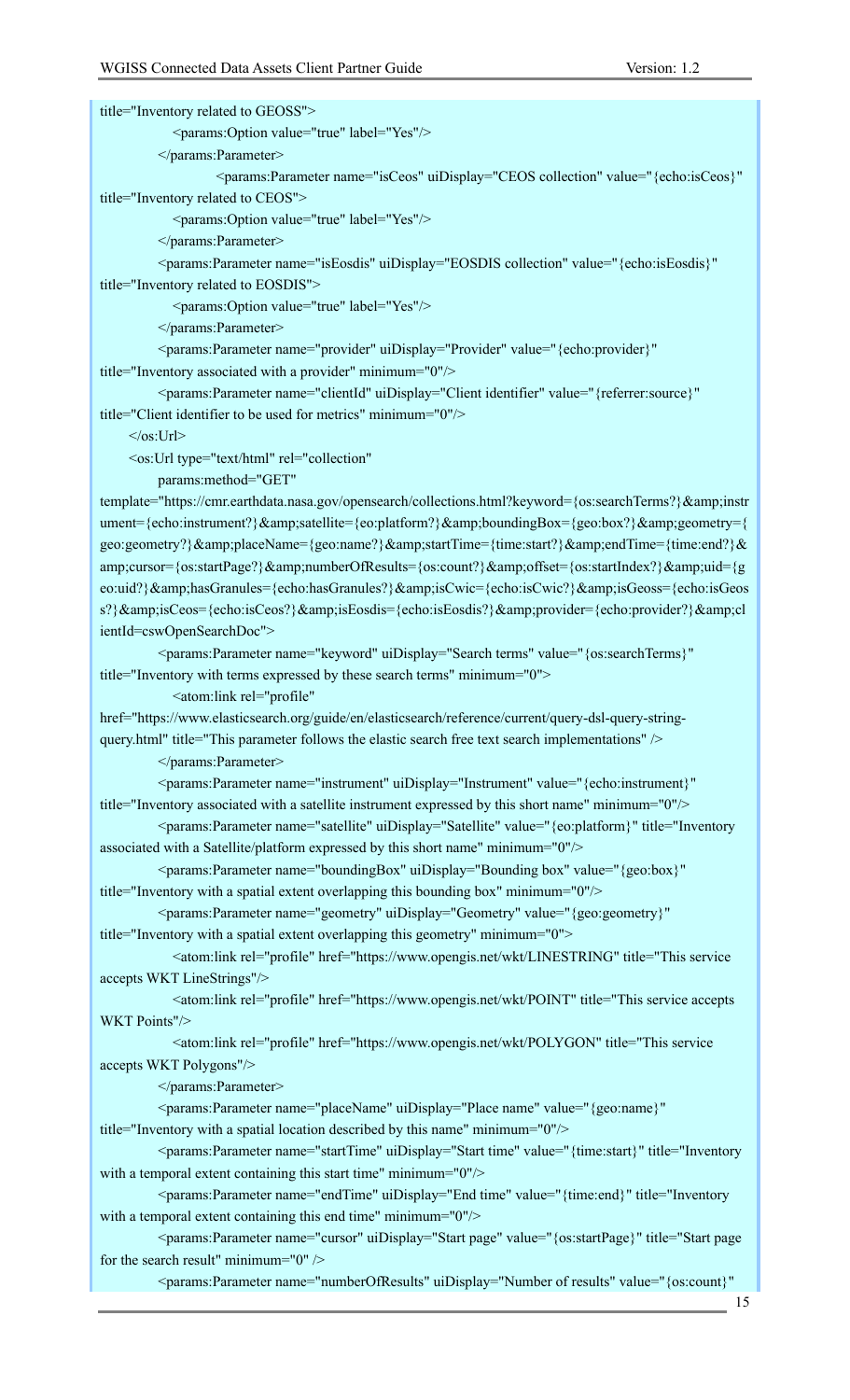```
title="Inventory related to GEOSS">
                <params:Option value="true" label="Yes"/>
            </params:Parameter>
                    <params:Parameter name="isCeos" uiDisplay="CEOS collection" value="{echo:isCeos}"
title="Inventory related to CEOS">
                <params:Option value="true" label="Yes"/>
            </params:Parameter>
            <params:Parameter name="isEosdis" uiDisplay="EOSDIS collection" value="{echo:isEosdis}"
title="Inventory related to EOSDIS">
                <params:Option value="true" label="Yes"/>
            </params:Parameter>
            <params:Parameter name="provider" uiDisplay="Provider" value="{echo:provider}"
title="Inventory associated with a provider" minimum="0"/>
            <params:Parameter name="clientId" uiDisplay="Client identifier" value="{referrer:source}"
title="Client identifier to be used for metrics" minimum="0"/>
        </os:Url>
        <os:Url type="text/html" rel="collection"
            params:method="GET"
template="https://cmr.earthdata.nasa.gov/opensearch/collections.html?keyword={os:searchTerms?}&amp;instrument={echo:instrument?}&amp;satellite={eo:platform?}&amp;boundingBox={geo:box?}&amp;geometry={geo:geometry?}&amp;placeName={geo:name?}&amp;startTime={time:start?}&amp;endTime={time:end?}&amp;cursor={os:startPage?}&amp;numberOfResults={os:count?}&amp;offset={os:startIndex?}&amp;uid={geo:uid?}&amp;hasGranules={echo:hasGranules?}&amp;isCwic={echo:isCwic?}&amp;isGeoss={echo:isGeoss?}&amp;isCeos={echo:isCeos?}&amp;isEosdis={echo:isEosdis?}&amp;provider={echo:provider?}&amp;clientId=cswOpenSearchDoc">
            <params:Parameter name="keyword" uiDisplay="Search terms" value="{os:searchTerms}"
title="Inventory with terms expressed by these search terms" minimum="0">
                <atom:link rel="profile"
href="https://www.elasticsearch.org/guide/en/elasticsearch/reference/current/query-dsl-query-string-query.html" title="This parameter follows the elastic search free text search implementations" />
            </params:Parameter>
            <params:Parameter name="instrument" uiDisplay="Instrument" value="{echo:instrument}"
title="Inventory associated with a satellite instrument expressed by this short name" minimum="0"/>
            <params:Parameter name="satellite" uiDisplay="Satellite" value="{eo:platform}" title="Inventory
associated with a Satellite/platform expressed by this short name" minimum="0"/>
            <params:Parameter name="boundingBox" uiDisplay="Bounding box" value="{geo:box}"
title="Inventory with a spatial extent overlapping this bounding box" minimum="0"/>
            <params:Parameter name="geometry" uiDisplay="Geometry" value="{geo:geometry}"
title="Inventory with a spatial extent overlapping this geometry" minimum="0">
                <atom:link rel="profile" href="https://www.opengis.net/wkt/LINESTRING" title="This service
accepts WKT LineStrings"/>
                <atom:link rel="profile" href="https://www.opengis.net/wkt/POINT" title="This service accepts
WKT Points"/>
                <atom:link rel="profile" href="https://www.opengis.net/wkt/POLYGON" title="This service
accepts WKT Polygons"/>
            </params:Parameter>
            <params:Parameter name="placeName" uiDisplay="Place name" value="{geo:name}"
title="Inventory with a spatial location described by this name" minimum="0"/>
            <params:Parameter name="startTime" uiDisplay="Start time" value="{time:start}" title="Inventory
with a temporal extent containing this start time" minimum="0"/>
            <params:Parameter name="endTime" uiDisplay="End time" value="{time:end}" title="Inventory
with a temporal extent containing this end time" minimum="0"/>
            <params:Parameter name="cursor" uiDisplay="Start page" value="{os:startPage}" title="Start page
for the search result" minimum="0" />
            <params:Parameter name="numberOfResults" uiDisplay="Number of results" value="{os:count}"
```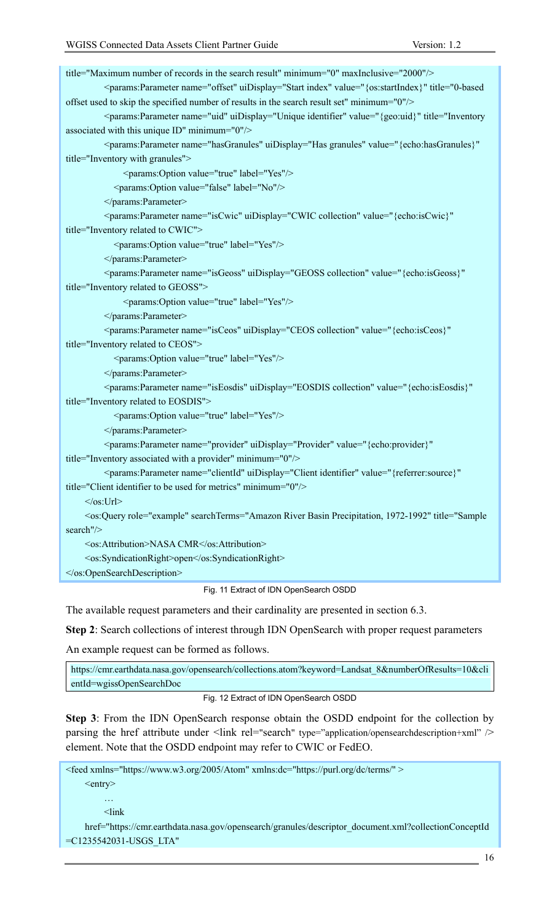```
title="Maximum number of records in the search result" minimum="0" maxInclusive="2000"/>
        <params:Parameter name="offset" uiDisplay="Start index" value="{os:startIndex}" title="0-based offset used to skip the specified number of results in the search result set" minimum="0"/>
        <params:Parameter name="uid" uiDisplay="Unique identifier" value="{geo:uid}" title="Inventory associated with this unique ID" minimum="0"/>
        <params:Parameter name="hasGranules" uiDisplay="Has granules" value="{echo:hasGranules}" title="Inventory with granules">
            <params:Option value="true" label="Yes"/>
            <params:Option value="false" label="No"/>
        </params:Parameter>
        <params:Parameter name="isCwic" uiDisplay="CWIC collection" value="{echo:isCwic}" title="Inventory related to CWIC">
            <params:Option value="true" label="Yes"/>
        </params:Parameter>
        <params:Parameter name="isGeoss" uiDisplay="GEOSS collection" value="{echo:isGeoss}" title="Inventory related to GEOSS">
            <params:Option value="true" label="Yes"/>
        </params:Parameter>
        <params:Parameter name="isCeos" uiDisplay="CEOS collection" value="{echo:isCeos}" title="Inventory related to CEOS">
            <params:Option value="true" label="Yes"/>
        </params:Parameter>
        <params:Parameter name="isEosdis" uiDisplay="EOSDIS collection" value="{echo:isEosdis}" title="Inventory related to EOSDIS">
            <params:Option value="true" label="Yes"/>
        </params:Parameter>
        <params:Parameter name="provider" uiDisplay="Provider" value="{echo:provider}" title="Inventory associated with a provider" minimum="0"/>
        <params:Parameter name="clientId" uiDisplay="Client identifier" value="{referrer:source}" title="Client identifier to be used for metrics" minimum="0"/>
    </os:Url>
    <os:Query role="example" searchTerms="Amazon River Basin Precipitation, 1972-1992" title="Sample search"/>
    <os:Attribution>NASA CMR</os:Attribution>
    <os:SyndicationRight>open</os:SyndicationRight>
</os:OpenSearchDescription>
```

Fig. 11 Extract of IDN OpenSearch OSDD

The available request parameters and their cardinality are presented in section 6.3.

**Step 2**: Search collections of interest through IDN OpenSearch with proper request parameters

An example request can be formed as follows.

```
https://cmr.earthdata.nasa.gov/opensearch/collections.atom?keyword=Landsat_8&numberOfResults=10&clientId=wgissOpenSearchDoc
```

Fig. 12 Extract of IDN OpenSearch OSDD

**Step 3**: From the IDN OpenSearch response obtain the OSDD endpoint for the collection by parsing the href attribute under <link rel="search" type="application/opensearchdescription+xml" /> element. Note that the OSDD endpoint may refer to CWIC or FedEO.

```
<feed xmlns="https://www.w3.org/2005/Atom" xmlns:dc="https://purl.org/dc/terms/" >
    <entry>
        …
        <link
    href="https://cmr.earthdata.nasa.gov/opensearch/granules/descriptor_document.xml?collectionConceptId=C1235542031-USGS_LTA"
```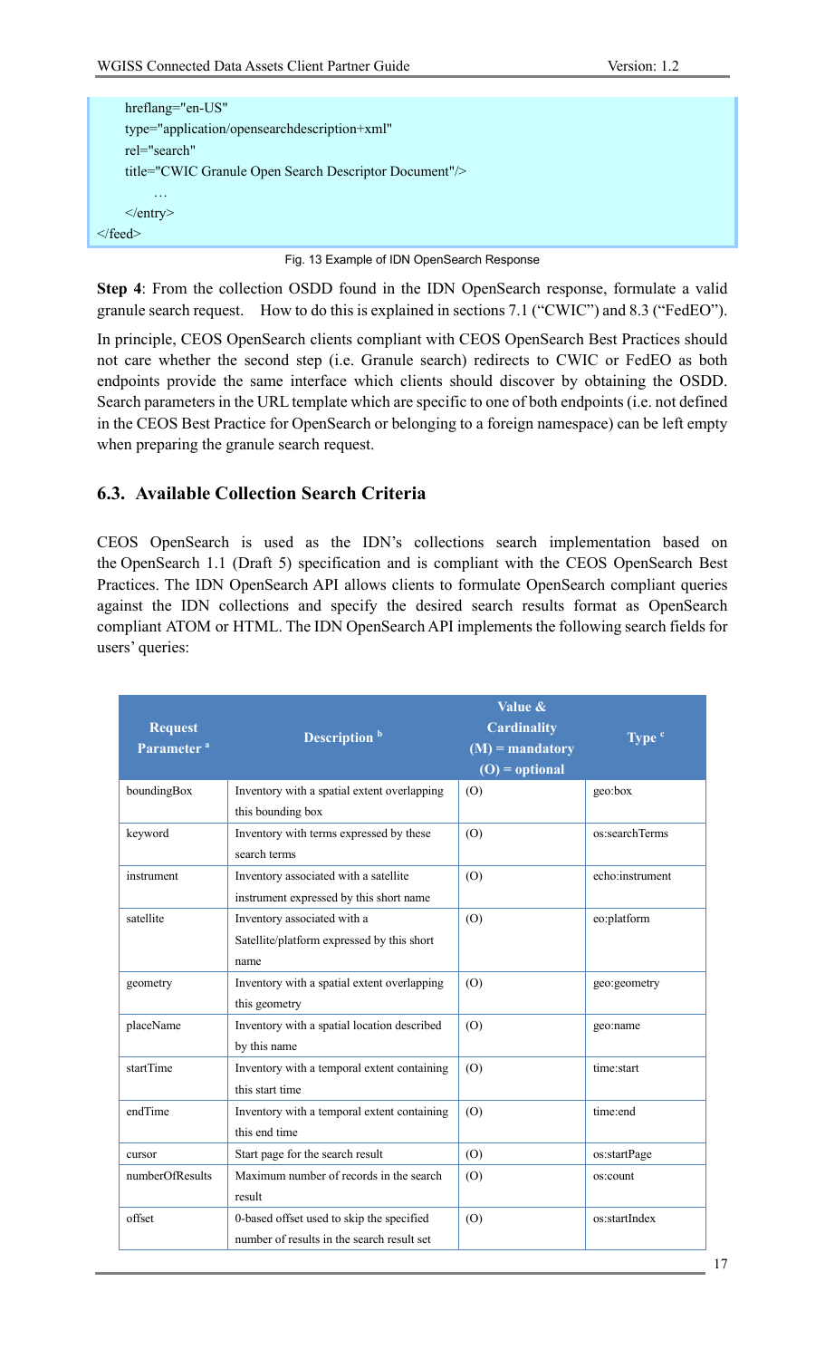```
    hreflang="en-US"
    type="application/opensearchdescription+xml"
    rel="search"
    title="CWIC Granule Open Search Descriptor Document"/>
        …
    </entry>
</feed>
```

Fig. 13 Example of IDN OpenSearch Response

**Step 4**: From the collection OSDD found in the IDN OpenSearch response, formulate a valid granule search request. How to do this is explained in sections 7.1 ("CWIC") and 8.3 ("FedEO").

In principle, CEOS OpenSearch clients compliant with CEOS OpenSearch Best Practices should not care whether the second step (i.e. Granule search) redirects to CWIC or FedEO as both endpoints provide the same interface which clients should discover by obtaining the OSDD. Search parameters in the URL template which are specific to one of both endpoints (i.e. not defined in the CEOS Best Practice for OpenSearch or belonging to a foreign namespace) can be left empty when preparing the granule search request.

## 6.3. Available Collection Search Criteria

CEOS OpenSearch is used as the IDN's collections search implementation based on the OpenSearch 1.1 (Draft 5) specification and is compliant with the CEOS OpenSearch Best Practices. The IDN OpenSearch API allows clients to formulate OpenSearch compliant queries against the IDN collections and specify the desired search results format as OpenSearch compliant ATOM or HTML. The IDN OpenSearch API implements the following search fields for users' queries:

| Request Parameter [a] | Description [b] | Value & Cardinality (M) = mandatory (O) = optional | Type [c] |
|---|---|---|---|
| boundingBox | Inventory with a spatial extent overlapping this bounding box | (O) | geo:box |
| keyword | Inventory with terms expressed by these search terms | (O) | os:searchTerms |
| instrument | Inventory associated with a satellite instrument expressed by this short name | (O) | echo:instrument |
| satellite | Inventory associated with a Satellite/platform expressed by this short name | (O) | eo:platform |
| geometry | Inventory with a spatial extent overlapping this geometry | (O) | geo:geometry |
| placeName | Inventory with a spatial location described by this name | (O) | geo:name |
| startTime | Inventory with a temporal extent containing this start time | (O) | time:start |
| endTime | Inventory with a temporal extent containing this end time | (O) | time:end |
| cursor | Start page for the search result | (O) | os:startPage |
| numberOfResults | Maximum number of records in the search result | (O) | os:count |
| offset | 0-based offset used to skip the specified number of results in the search result set | (O) | os:startIndex |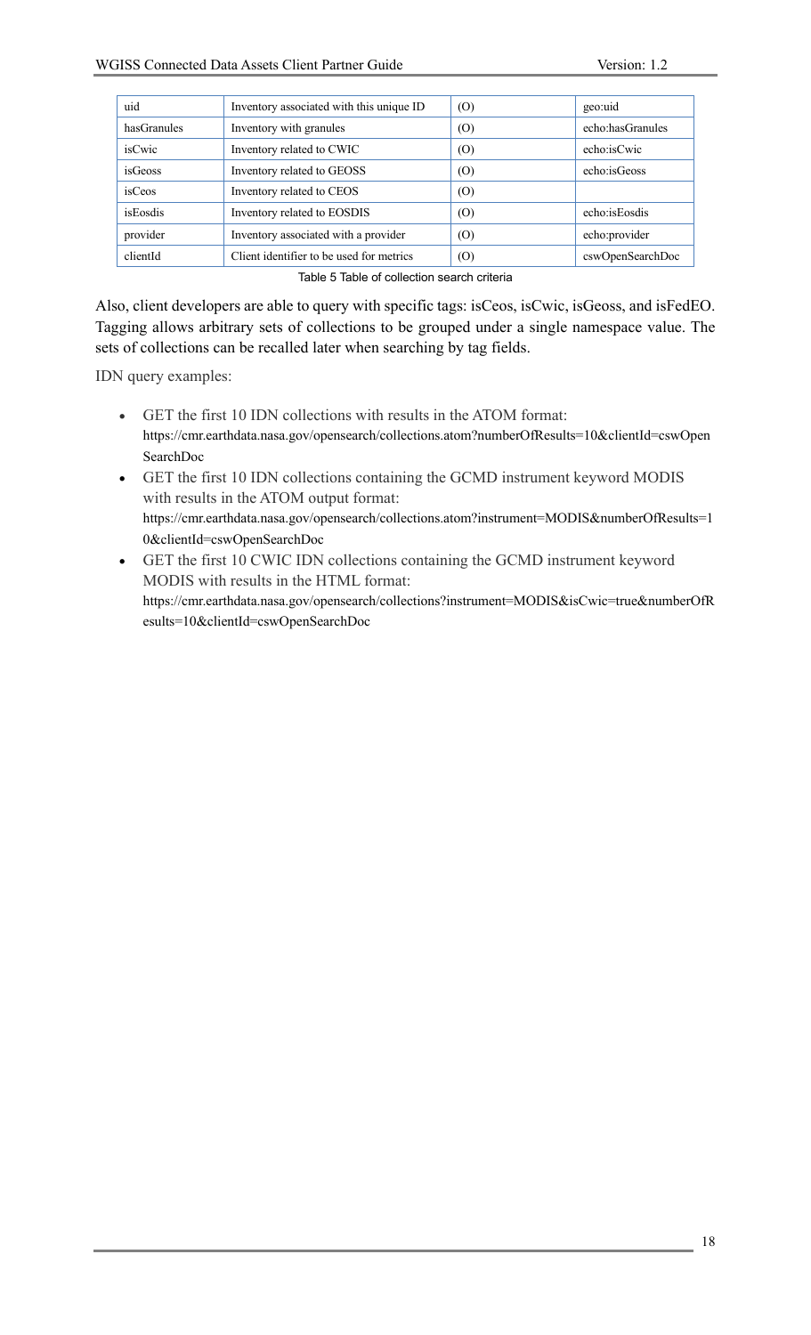| | | | |
|---|---|---|---|
| uid | Inventory associated with this unique ID | (O) | geo:uid |
| hasGranules | Inventory with granules | (O) | echo:hasGranules |
| isCwic | Inventory related to CWIC | (O) | echo:isCwic |
| isGeoss | Inventory related to GEOSS | (O) | echo:isGeoss |
| isCeos | Inventory related to CEOS | (O) | |
| isEosdis | Inventory related to EOSDIS | (O) | echo:isEosdis |
| provider | Inventory associated with a provider | (O) | echo:provider |
| clientId | Client identifier to be used for metrics | (O) | cswOpenSearchDoc |

Table 5 Table of collection search criteria

Also, client developers are able to query with specific tags: isCeos, isCwic, isGeoss, and isFedEO. Tagging allows arbitrary sets of collections to be grouped under a single namespace value. The sets of collections can be recalled later when searching by tag fields.

IDN query examples:

- GET the first 10 IDN collections with results in the ATOM format: https://cmr.earthdata.nasa.gov/opensearch/collections.atom?numberOfResults=10&clientId=cswOpenSearchDoc
- GET the first 10 IDN collections containing the GCMD instrument keyword MODIS with results in the ATOM output format: https://cmr.earthdata.nasa.gov/opensearch/collections.atom?instrument=MODIS&numberOfResults=10&clientId=cswOpenSearchDoc
- GET the first 10 CWIC IDN collections containing the GCMD instrument keyword MODIS with results in the HTML format: https://cmr.earthdata.nasa.gov/opensearch/collections?instrument=MODIS&isCwic=true&numberOfResults=10&clientId=cswOpenSearchDoc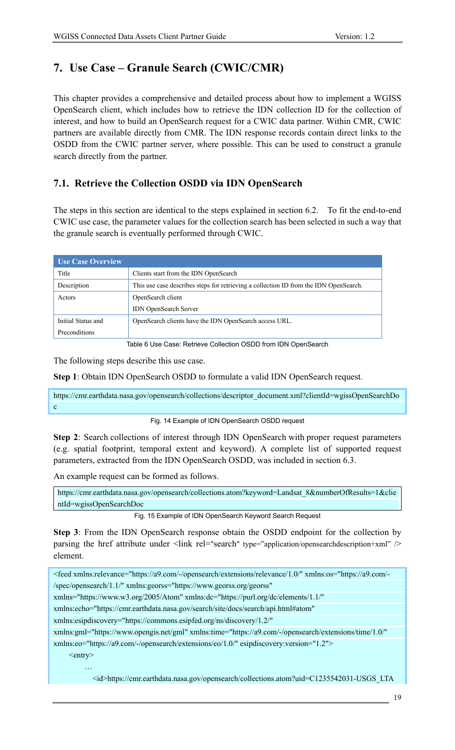# 7. Use Case – Granule Search (CWIC/CMR)

This chapter provides a comprehensive and detailed process about how to implement a WGISS OpenSearch client, which includes how to retrieve the IDN collection ID for the collection of interest, and how to build an OpenSearch request for a CWIC data partner. Within CMR, CWIC partners are available directly from CMR. The IDN response records contain direct links to the OSDD from the CWIC partner server, where possible. This can be used to construct a granule search directly from the partner.

## 7.1. Retrieve the Collection OSDD via IDN OpenSearch

The steps in this section are identical to the steps explained in section 6.2. To fit the end-to-end CWIC use case, the parameter values for the collection search has been selected in such a way that the granule search is eventually performed through CWIC.

| Use Case Overview | |
|---|---|
| Title | Clients start from the IDN OpenSearch |
| Description | This use case describes steps for retrieving a collection ID from the IDN OpenSearch. |
| Actors | OpenSearch client<br>IDN OpenSearch Server |
| Initial Status and Preconditions | OpenSearch clients have the IDN OpenSearch access URL. |

Table 6 Use Case: Retrieve Collection OSDD from IDN OpenSearch

The following steps describe this use case.

**Step 1**: Obtain IDN OpenSearch OSDD to formulate a valid IDN OpenSearch request.

```
https://cmr.earthdata.nasa.gov/opensearch/collections/descriptor_document.xml?clientId=wgissOpenSearchDoc
```

Fig. 14 Example of IDN OpenSearch OSDD request

**Step 2**: Search collections of interest through IDN OpenSearch with proper request parameters (e.g. spatial footprint, temporal extent and keyword). A complete list of supported request parameters, extracted from the IDN OpenSearch OSDD, was included in section 6.3.

An example request can be formed as follows.

```
https://cmr.earthdata.nasa.gov/opensearch/collections.atom?keyword=Landsat_8&numberOfResults=1&clientId=wgissOpenSearchDoc
```

Fig. 15 Example of IDN OpenSearch Keyword Search Request

**Step 3**: From the IDN OpenSearch response obtain the OSDD endpoint for the collection by parsing the href attribute under <link rel="search" type="application/opensearchdescription+xml" /> element.

```
<feed xmlns:relevance="https://a9.com/-/opensearch/extensions/relevance/1.0/" xmlns:os="https://a9.com/-/spec/opensearch/1.1/" xmlns:georss="https://www.georss.org/georss"
xmlns="https://www.w3.org/2005/Atom" xmlns:dc="https://purl.org/dc/elements/1.1/"
xmlns:echo="https://cmr.earthdata.nasa.gov/search/site/docs/search/api.html#atom"
xmlns:esipdiscovery="https://commons.esipfed.org/ns/discovery/1.2/"
xmlns:gml="https://www.opengis.net/gml" xmlns:time="https://a9.com/-/opensearch/extensions/time/1.0/"
xmlns:eo="https://a9.com/-/opensearch/extensions/eo/1.0/" esipdiscovery:version="1.2">
    <entry>
        …
        <id>https://cmr.earthdata.nasa.gov/opensearch/collections.atom?uid=C1235542031-USGS_LTA
```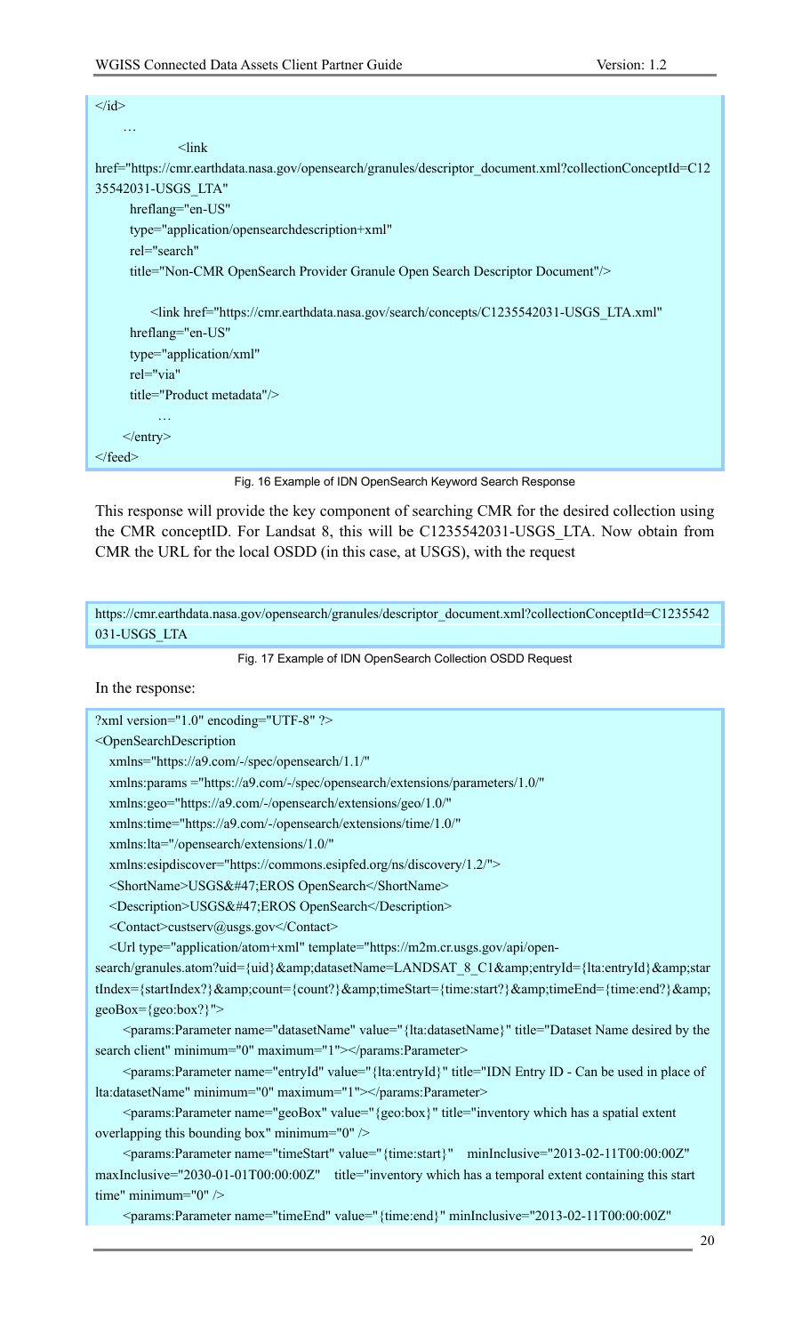```
</id>
      …
                <link
href="https://cmr.earthdata.nasa.gov/opensearch/granules/descriptor_document.xml?collectionConceptId=C1235542031-USGS_LTA"
        hreflang="en-US"
        type="application/opensearchdescription+xml"
        rel="search"
        title="Non-CMR OpenSearch Provider Granule Open Search Descriptor Document"/>

            <link href="https://cmr.earthdata.nasa.gov/search/concepts/C1235542031-USGS_LTA.xml"
        hreflang="en-US"
        type="application/xml"
        rel="via"
        title="Product metadata"/>
            …
      </entry>
</feed>
```

Fig. 16 Example of IDN OpenSearch Keyword Search Response

This response will provide the key component of searching CMR for the desired collection using the CMR conceptID. For Landsat 8, this will be C1235542031-USGS_LTA. Now obtain from CMR the URL for the local OSDD (in this case, at USGS), with the request

```
https://cmr.earthdata.nasa.gov/opensearch/granules/descriptor_document.xml?collectionConceptId=C1235542031-USGS_LTA
```

Fig. 17 Example of IDN OpenSearch Collection OSDD Request

In the response:

```
?xml version="1.0" encoding="UTF-8" ?>
<OpenSearchDescription
   xmlns="https://a9.com/-/spec/opensearch/1.1/"
   xmlns:params ="https://a9.com/-/spec/opensearch/extensions/parameters/1.0/"
   xmlns:geo="https://a9.com/-/opensearch/extensions/geo/1.0/"
   xmlns:time="https://a9.com/-/opensearch/extensions/time/1.0/"
   xmlns:lta="/opensearch/extensions/1.0/"
   xmlns:esipdiscover="https://commons.esipfed.org/ns/discovery/1.2/">
   <ShortName>USGS&#47;EROS OpenSearch</ShortName>
   <Description>USGS&#47;EROS OpenSearch</Description>
   <Contact>custserv@usgs.gov</Contact>
   <Url type="application/atom+xml" template="https://m2m.cr.usgs.gov/api/open-search/granules.atom?uid={uid}&amp;datasetName=LANDSAT_8_C1&amp;entryId={lta:entryId}&amp;startIndex={startIndex?}&amp;count={count?}&amp;timeStart={time:start?}&amp;timeEnd={time:end?}&amp;geoBox={geo:box?}">
      <params:Parameter name="datasetName" value="{lta:datasetName}" title="Dataset Name desired by the search client" minimum="0" maximum="1"></params:Parameter>
      <params:Parameter name="entryId" value="{lta:entryId}" title="IDN Entry ID - Can be used in place of lta:datasetName" minimum="0" maximum="1"></params:Parameter>
      <params:Parameter name="geoBox" value="{geo:box}" title="inventory which has a spatial extent overlapping this bounding box" minimum="0" />
      <params:Parameter name="timeStart" value="{time:start}"    minInclusive="2013-02-11T00:00:00Z" maxInclusive="2030-01-01T00:00:00Z"    title="inventory which has a temporal extent containing this start time" minimum="0" />
      <params:Parameter name="timeEnd" value="{time:end}" minInclusive="2013-02-11T00:00:00Z"
```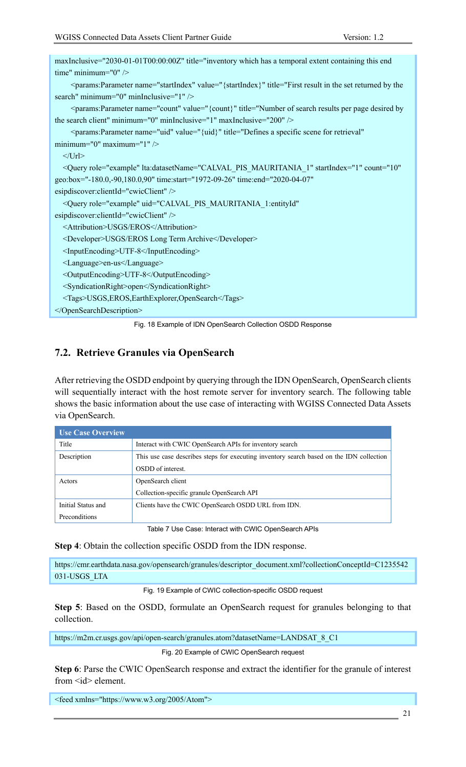```
maxInclusive="2030-01-01T00:00:00Z" title="inventory which has a temporal extent containing this end time" minimum="0" />
    <params:Parameter name="startIndex" value="{startIndex}" title="First result in the set returned by the search" minimum="0" minInclusive="1" />
    <params:Parameter name="count" value="{count}" title="Number of search results per page desired by the search client" minimum="0" minInclusive="1" maxInclusive="200" />
    <params:Parameter name="uid" value="{uid}" title="Defines a specific scene for retrieval" minimum="0" maximum="1" />
  </Url>
  <Query role="example" lta:datasetName="CALVAL_PIS_MAURITANIA_1" startIndex="1" count="10" geo:box="-180.0,-90,180.0,90" time:start="1972-09-26" time:end="2020-04-07" esipdiscover:clientId="cwicClient" />
  <Query role="example" uid="CALVAL_PIS_MAURITANIA_1:entityId" esipdiscover:clientId="cwicClient" />
  <Attribution>USGS/EROS</Attribution>
  <Developer>USGS/EROS Long Term Archive</Developer>
  <InputEncoding>UTF-8</InputEncoding>
  <Language>en-us</Language>
  <OutputEncoding>UTF-8</OutputEncoding>
  <SyndicationRight>open</SyndicationRight>
  <Tags>USGS,EROS,EarthExplorer,OpenSearch</Tags>
</OpenSearchDescription>
```

Fig. 18 Example of IDN OpenSearch Collection OSDD Response

## 7.2. Retrieve Granules via OpenSearch

After retrieving the OSDD endpoint by querying through the IDN OpenSearch, OpenSearch clients will sequentially interact with the host remote server for inventory search. The following table shows the basic information about the use case of interacting with WGISS Connected Data Assets via OpenSearch.

| Use Case Overview | |
|---|---|
| Title | Interact with CWIC OpenSearch APIs for inventory search |
| Description | This use case describes steps for executing inventory search based on the IDN collection OSDD of interest. |
| Actors | OpenSearch client<br>Collection-specific granule OpenSearch API |
| Initial Status and Preconditions | Clients have the CWIC OpenSearch OSDD URL from IDN. |

Table 7 Use Case: Interact with CWIC OpenSearch APIs

**Step 4**: Obtain the collection specific OSDD from the IDN response.

```
https://cmr.earthdata.nasa.gov/opensearch/granules/descriptor_document.xml?collectionConceptId=C1235542031-USGS_LTA
```

Fig. 19 Example of CWIC collection-specific OSDD request

**Step 5**: Based on the OSDD, formulate an OpenSearch request for granules belonging to that collection.

```
https://m2m.cr.usgs.gov/api/open-search/granules.atom?datasetName=LANDSAT_8_C1
```

Fig. 20 Example of CWIC OpenSearch request

**Step 6**: Parse the CWIC OpenSearch response and extract the identifier for the granule of interest from <id> element.

```
<feed xmlns="https://www.w3.org/2005/Atom">
```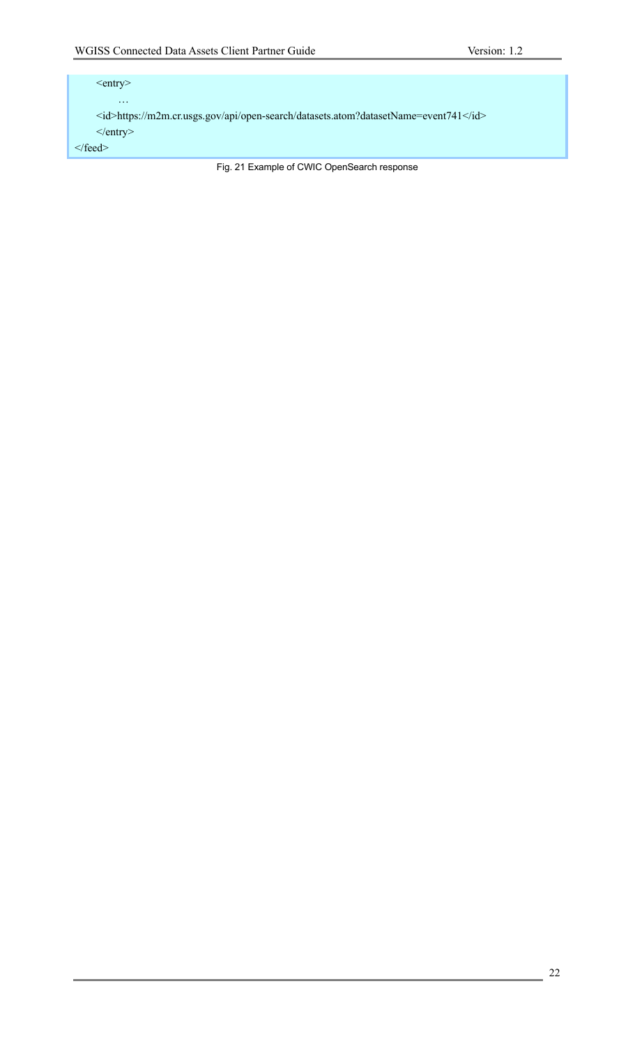```
    <entry>
        …
    <id>https://m2m.cr.usgs.gov/api/open-search/datasets.atom?datasetName=event741</id>
    </entry>
</feed>
```

Fig. 21 Example of CWIC OpenSearch response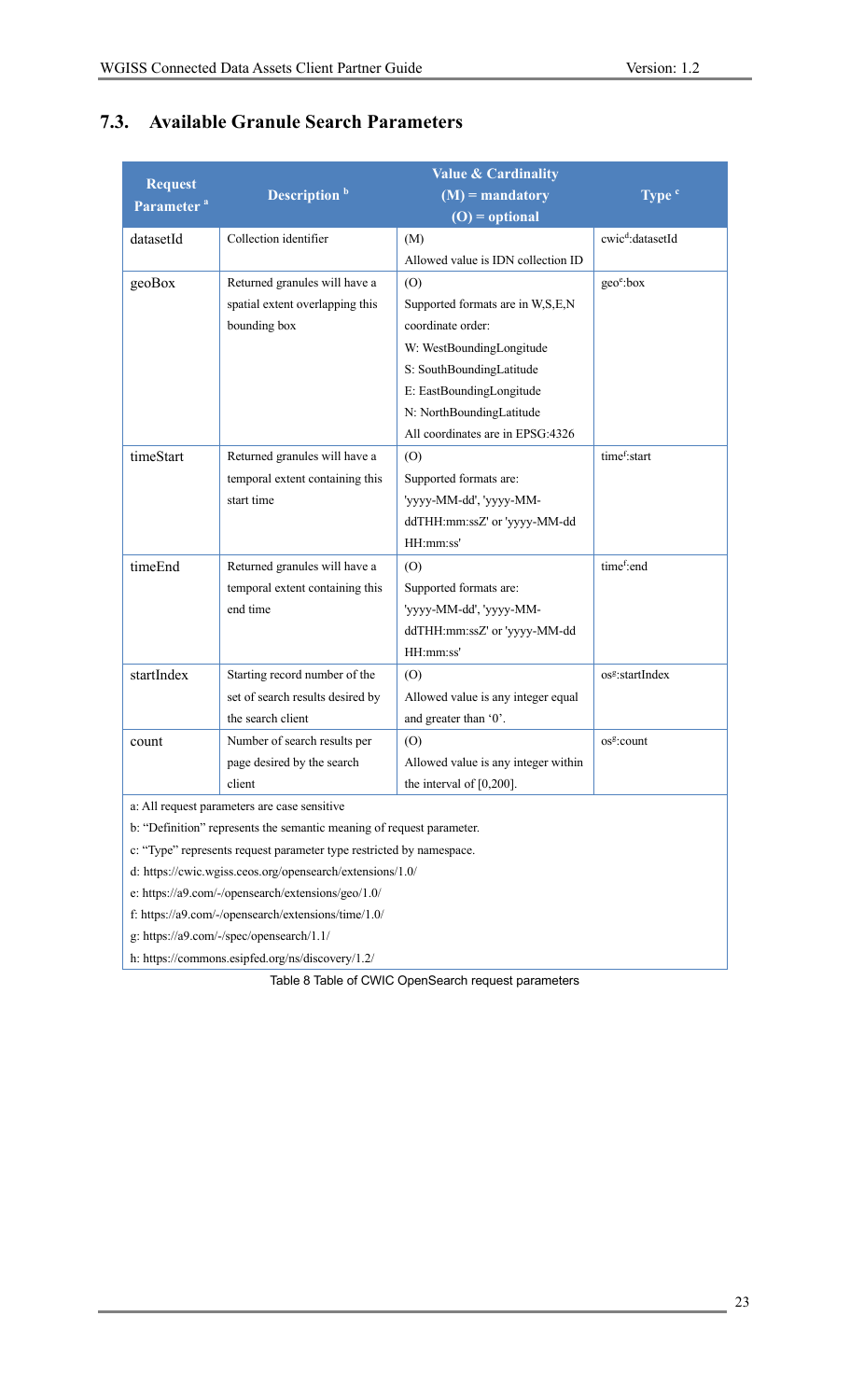## 7.3. Available Granule Search Parameters

| Request Parameter [a] | Description [b] | Value & Cardinality (M) = mandatory (O) = optional | Type [c] |
|---|---|---|---|
| datasetId | Collection identifier | (M) Allowed value is IDN collection ID | cwic[d]:datasetId |
| geoBox | Returned granules will have a spatial extent overlapping this bounding box | (O) Supported formats are in W,S,E,N coordinate order: W: WestBoundingLongitude S: SouthBoundingLatitude E: EastBoundingLongitude N: NorthBoundingLatitude All coordinates are in EPSG:4326 | geo[e]:box |
| timeStart | Returned granules will have a temporal extent containing this start time | (O) Supported formats are: 'yyyy-MM-dd', 'yyyy-MM-ddTHH:mm:ssZ' or 'yyyy-MM-dd HH:mm:ss' | time[f]:start |
| timeEnd | Returned granules will have a temporal extent containing this end time | (O) Supported formats are: 'yyyy-MM-dd', 'yyyy-MM-ddTHH:mm:ssZ' or 'yyyy-MM-dd HH:mm:ss' | time[f]:end |
| startIndex | Starting record number of the set of search results desired by the search client | (O) Allowed value is any integer equal and greater than '0'. | os[g]:startIndex |
| count | Number of search results per page desired by the search client | (O) Allowed value is any integer within the interval of [0,200]. | os[g]:count |

a: All request parameters are case sensitive

b: "Definition" represents the semantic meaning of request parameter.

c: "Type" represents request parameter type restricted by namespace.

d: https://cwic.wgiss.ceos.org/opensearch/extensions/1.0/

e: https://a9.com/-/opensearch/extensions/geo/1.0/

f: https://a9.com/-/opensearch/extensions/time/1.0/

g: https://a9.com/-/spec/opensearch/1.1/

h: https://commons.esipfed.org/ns/discovery/1.2/

Table 8 Table of CWIC OpenSearch request parameters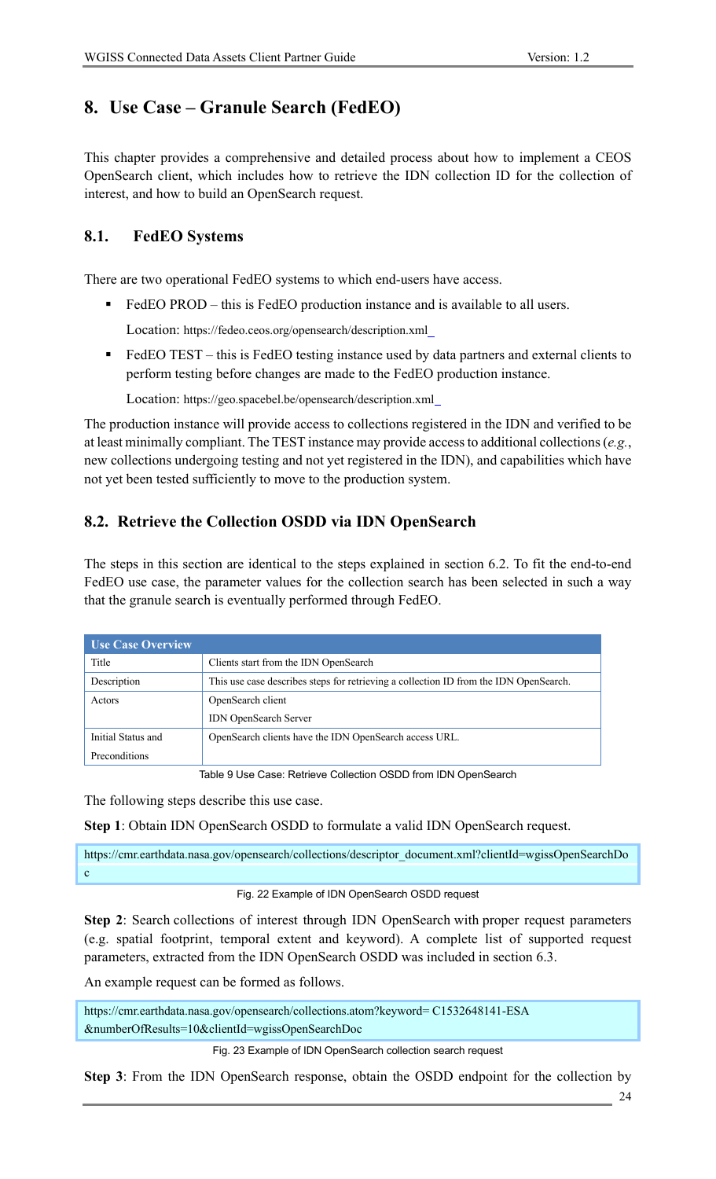# 8. Use Case – Granule Search (FedEO)

This chapter provides a comprehensive and detailed process about how to implement a CEOS OpenSearch client, which includes how to retrieve the IDN collection ID for the collection of interest, and how to build an OpenSearch request.

## 8.1. FedEO Systems

There are two operational FedEO systems to which end-users have access.

- FedEO PROD – this is FedEO production instance and is available to all users.

  Location: https://fedeo.ceos.org/opensearch/description.xml

- FedEO TEST – this is FedEO testing instance used by data partners and external clients to perform testing before changes are made to the FedEO production instance.

  Location: https://geo.spacebel.be/opensearch/description.xml

The production instance will provide access to collections registered in the IDN and verified to be at least minimally compliant. The TEST instance may provide access to additional collections (*e.g.*, new collections undergoing testing and not yet registered in the IDN), and capabilities which have not yet been tested sufficiently to move to the production system.

## 8.2. Retrieve the Collection OSDD via IDN OpenSearch

The steps in this section are identical to the steps explained in section 6.2. To fit the end-to-end FedEO use case, the parameter values for the collection search has been selected in such a way that the granule search is eventually performed through FedEO.

| Use Case Overview | |
|---|---|
| Title | Clients start from the IDN OpenSearch |
| Description | This use case describes steps for retrieving a collection ID from the IDN OpenSearch. |
| Actors | OpenSearch client<br>IDN OpenSearch Server |
| Initial Status and Preconditions | OpenSearch clients have the IDN OpenSearch access URL. |

Table 9 Use Case: Retrieve Collection OSDD from IDN OpenSearch

The following steps describe this use case.

**Step 1**: Obtain IDN OpenSearch OSDD to formulate a valid IDN OpenSearch request.

```
https://cmr.earthdata.nasa.gov/opensearch/collections/descriptor_document.xml?clientId=wgissOpenSearchDoc
```

Fig. 22 Example of IDN OpenSearch OSDD request

**Step 2**: Search collections of interest through IDN OpenSearch with proper request parameters (e.g. spatial footprint, temporal extent and keyword). A complete list of supported request parameters, extracted from the IDN OpenSearch OSDD was included in section 6.3.

An example request can be formed as follows.

```
https://cmr.earthdata.nasa.gov/opensearch/collections.atom?keyword= C1532648141-ESA
&numberOfResults=10&clientId=wgissOpenSearchDoc
```

Fig. 23 Example of IDN OpenSearch collection search request

**Step 3**: From the IDN OpenSearch response, obtain the OSDD endpoint for the collection by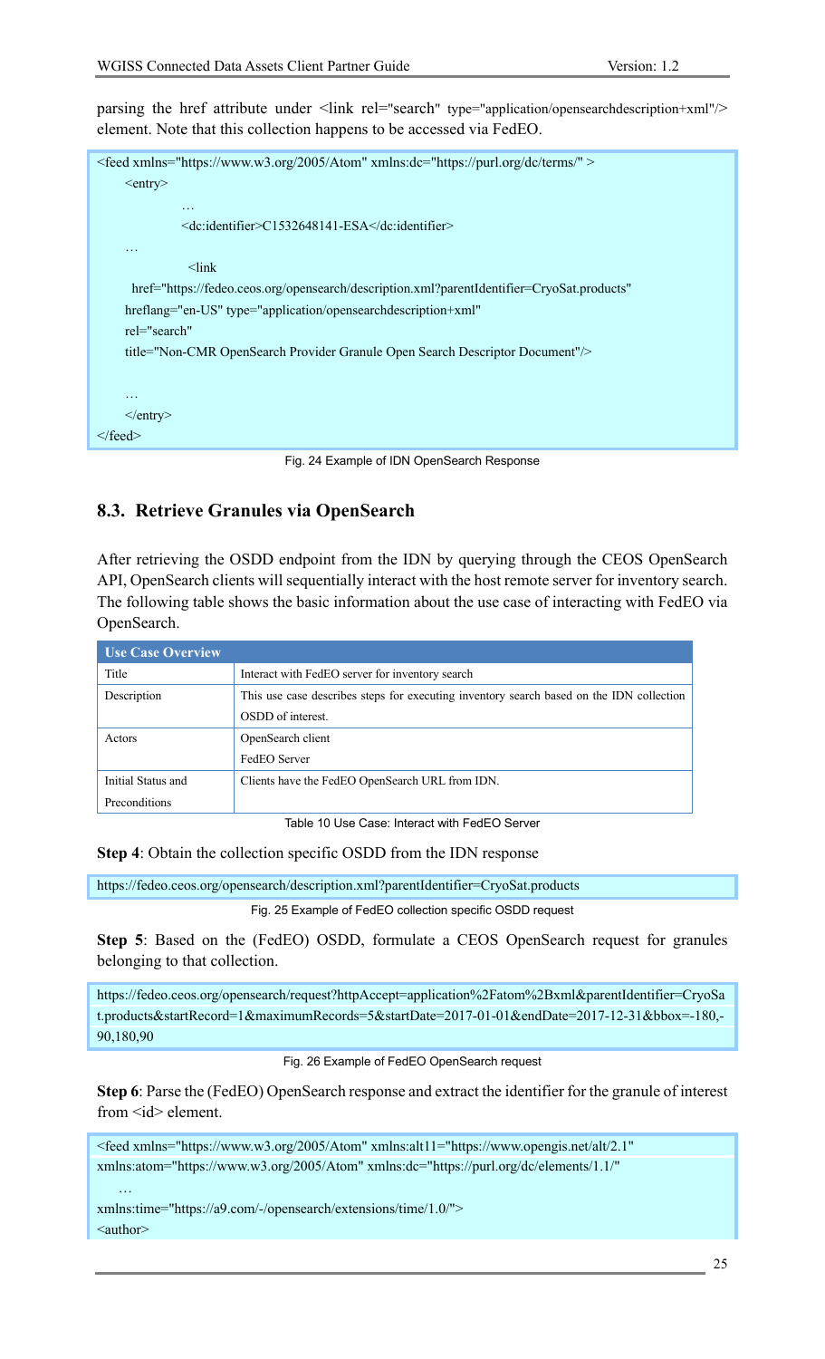parsing the href attribute under <link rel="search" type="application/opensearchdescription+xml"/> element. Note that this collection happens to be accessed via FedEO.

```
<feed xmlns="https://www.w3.org/2005/Atom" xmlns:dc="https://purl.org/dc/terms/" >
    <entry>
            …
            <dc:identifier>C1532648141-ESA</dc:identifier>
    …
             <link
      href="https://fedeo.ceos.org/opensearch/description.xml?parentIdentifier=CryoSat.products"
    hreflang="en-US" type="application/opensearchdescription+xml"
    rel="search"
    title="Non-CMR OpenSearch Provider Granule Open Search Descriptor Document"/>

    …
    </entry>
</feed>
```

Fig. 24 Example of IDN OpenSearch Response

## 8.3. Retrieve Granules via OpenSearch

After retrieving the OSDD endpoint from the IDN by querying through the CEOS OpenSearch API, OpenSearch clients will sequentially interact with the host remote server for inventory search. The following table shows the basic information about the use case of interacting with FedEO via OpenSearch.

| Use Case Overview | |
|---|---|
| Title | Interact with FedEO server for inventory search |
| Description | This use case describes steps for executing inventory search based on the IDN collection OSDD of interest. |
| Actors | OpenSearch client<br>FedEO Server |
| Initial Status and Preconditions | Clients have the FedEO OpenSearch URL from IDN. |

Table 10 Use Case: Interact with FedEO Server

**Step 4**: Obtain the collection specific OSDD from the IDN response

```
https://fedeo.ceos.org/opensearch/description.xml?parentIdentifier=CryoSat.products
```

Fig. 25 Example of FedEO collection specific OSDD request

**Step 5**: Based on the (FedEO) OSDD, formulate a CEOS OpenSearch request for granules belonging to that collection.

```
https://fedeo.ceos.org/opensearch/request?httpAccept=application%2Fatom%2Bxml&parentIdentifier=CryoSat.products&startRecord=1&maximumRecords=5&startDate=2017-01-01&endDate=2017-12-31&bbox=-180,-90,180,90
```

Fig. 26 Example of FedEO OpenSearch request

**Step 6**: Parse the (FedEO) OpenSearch response and extract the identifier for the granule of interest from <id> element.

```
<feed xmlns="https://www.w3.org/2005/Atom" xmlns:alt11="https://www.opengis.net/alt/2.1"
xmlns:atom="https://www.w3.org/2005/Atom" xmlns:dc="https://purl.org/dc/elements/1.1/"
    …
xmlns:time="https://a9.com/-/opensearch/extensions/time/1.0/">
<author>
```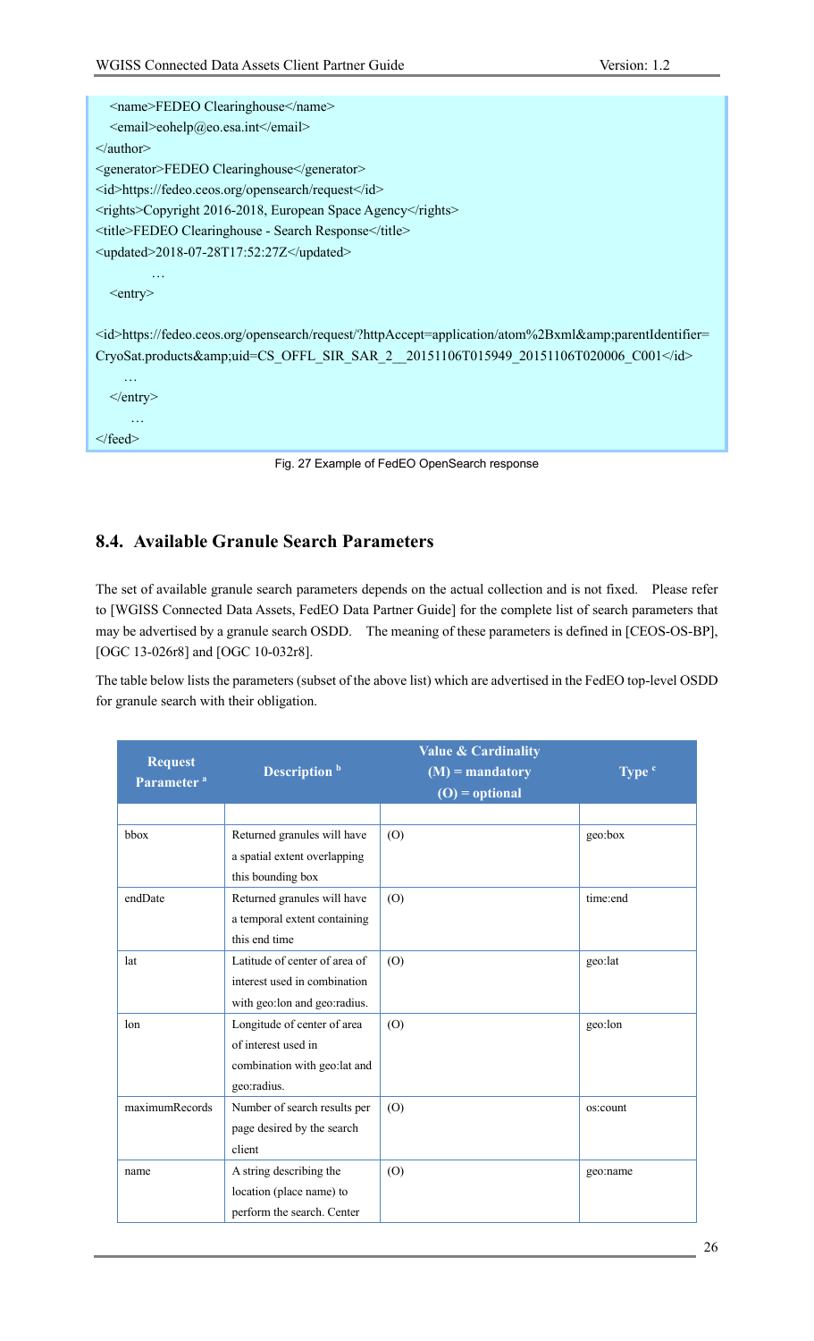```
    <name>FEDEO Clearinghouse</name>
    <email>eohelp@eo.esa.int</email>
</author>
<generator>FEDEO Clearinghouse</generator>
<id>https://fedeo.ceos.org/opensearch/request</id>
<rights>Copyright 2016-2018, European Space Agency</rights>
<title>FEDEO Clearinghouse - Search Response</title>
<updated>2018-07-28T17:52:27Z</updated>
        …
    <entry>

<id>https://fedeo.ceos.org/opensearch/request/?httpAccept=application/atom%2Bxml&amp;parentIdentifier=CryoSat.products&amp;uid=CS_OFFL_SIR_SAR_2__20151106T015949_20151106T020006_C001</id>
      …
    </entry>
        …
</feed>
```

Fig. 27 Example of FedEO OpenSearch response

## 8.4. Available Granule Search Parameters

The set of available granule search parameters depends on the actual collection and is not fixed. Please refer to [WGISS Connected Data Assets, FedEO Data Partner Guide] for the complete list of search parameters that may be advertised by a granule search OSDD. The meaning of these parameters is defined in [CEOS-OS-BP], [OGC 13-026r8] and [OGC 10-032r8].

The table below lists the parameters (subset of the above list) which are advertised in the FedEO top-level OSDD for granule search with their obligation.

| Request Parameter [a] | Description [b] | Value & Cardinality (M) = mandatory (O) = optional | Type [c] |
|---|---|---|---|
| | | | |
| bbox | Returned granules will have a spatial extent overlapping this bounding box | (O) | geo:box |
| endDate | Returned granules will have a temporal extent containing this end time | (O) | time:end |
| lat | Latitude of center of area of interest used in combination with geo:lon and geo:radius. | (O) | geo:lat |
| lon | Longitude of center of area of interest used in combination with geo:lat and geo:radius. | (O) | geo:lon |
| maximumRecords | Number of search results per page desired by the search client | (O) | os:count |
| name | A string describing the location (place name) to perform the search. Center | (O) | geo:name |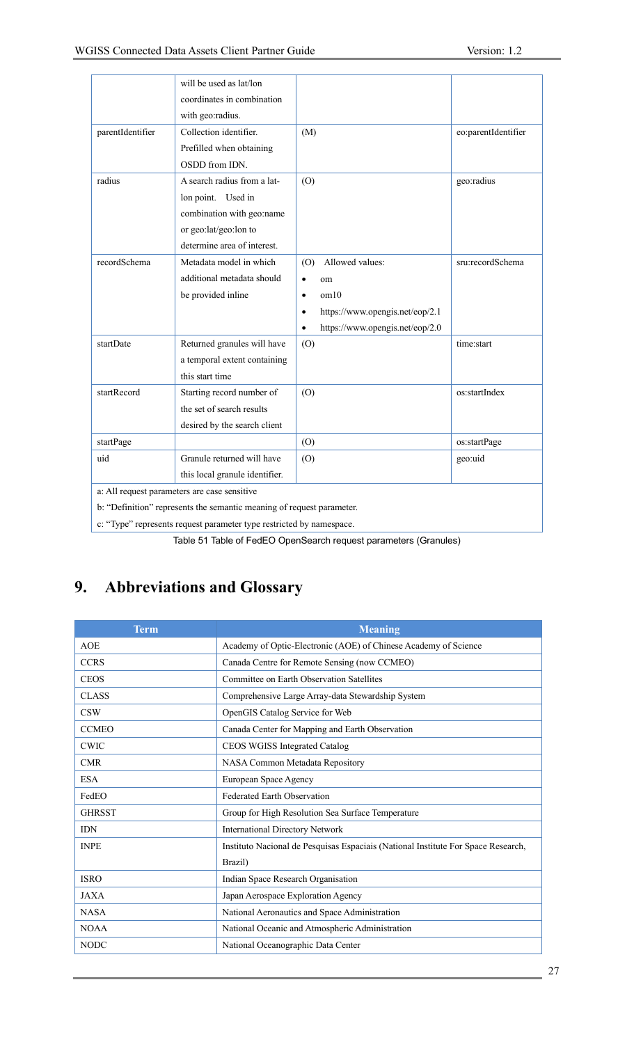|  | will be used as lat/lon coordinates in combination with geo:radius. |  |  |
|---|---|---|---|
| parentIdentifier | Collection identifier. Prefilled when obtaining OSDD from IDN. | (M) | eo:parentIdentifier |
| radius | A search radius from a lat-lon point. Used in combination with geo:name or geo:lat/geo:lon to determine area of interest. | (O) | geo:radius |
| recordSchema | Metadata model in which additional metadata should be provided inline | (O) Allowed values:<br>• om<br>• om10<br>• https://www.opengis.net/eop/2.1<br>• https://www.opengis.net/eop/2.0 | sru:recordSchema |
| startDate | Returned granules will have a temporal extent containing this start time | (O) | time:start |
| startRecord | Starting record number of the set of search results desired by the search client | (O) | os:startIndex |
| startPage |  | (O) | os:startPage |
| uid | Granule returned will have this local granule identifier. | (O) | geo:uid |
| a: All request parameters are case sensitive<br>b: "Definition" represents the semantic meaning of request parameter.<br>c: "Type" represents request parameter type restricted by namespace. |  |  |  |

Table 51 Table of FedEO OpenSearch request parameters (Granules)

# 9. Abbreviations and Glossary

| Term | Meaning |
|---|---|
| AOE | Academy of Optic-Electronic (AOE) of Chinese Academy of Science |
| CCRS | Canada Centre for Remote Sensing (now CCMEO) |
| CEOS | Committee on Earth Observation Satellites |
| CLASS | Comprehensive Large Array-data Stewardship System |
| CSW | OpenGIS Catalog Service for Web |
| CCMEO | Canada Center for Mapping and Earth Observation |
| CWIC | CEOS WGISS Integrated Catalog |
| CMR | NASA Common Metadata Repository |
| ESA | European Space Agency |
| FedEO | Federated Earth Observation |
| GHRSST | Group for High Resolution Sea Surface Temperature |
| IDN | International Directory Network |
| INPE | Instituto Nacional de Pesquisas Espaciais (National Institute For Space Research, Brazil) |
| ISRO | Indian Space Research Organisation |
| JAXA | Japan Aerospace Exploration Agency |
| NASA | National Aeronautics and Space Administration |
| NOAA | National Oceanic and Atmospheric Administration |
| NODC | National Oceanographic Data Center |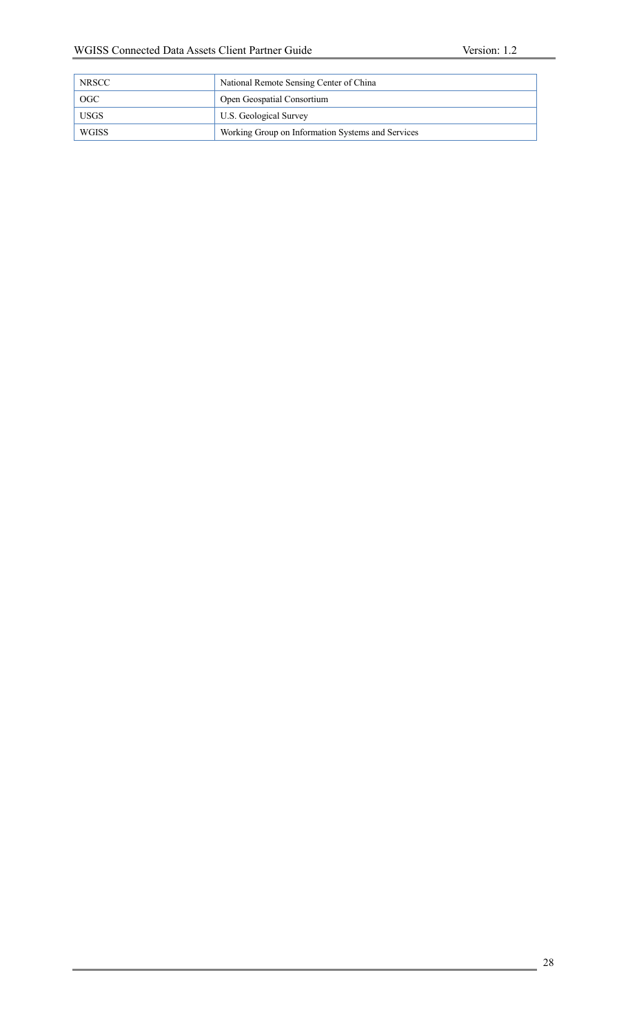| NRSCC | National Remote Sensing Center of China |
|---|---|
| OGC | Open Geospatial Consortium |
| USGS | U.S. Geological Survey |
| WGISS | Working Group on Information Systems and Services |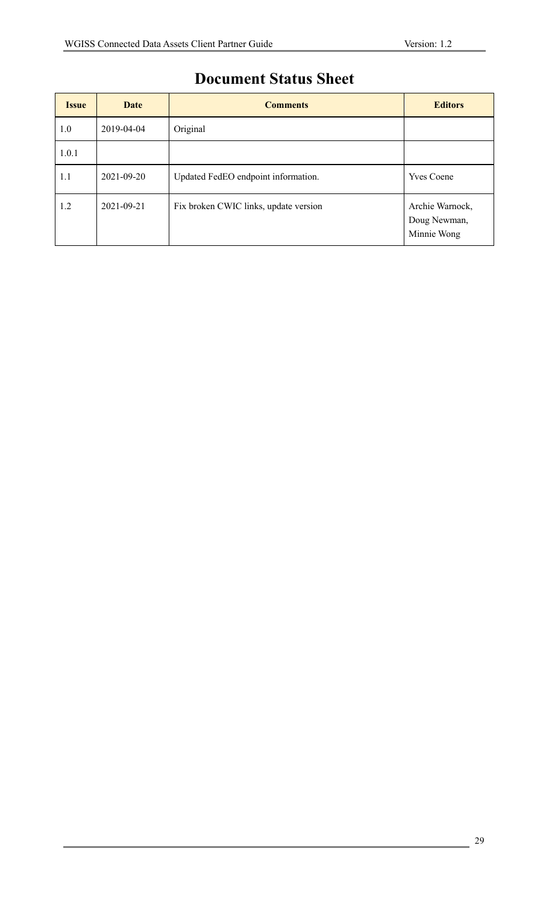# Document Status Sheet

| Issue | Date | Comments | Editors |
| --- | --- | --- | --- |
| 1.0 | 2019-04-04 | Original | |
| 1.0.1 | | | |
| 1.1 | 2021-09-20 | Updated FedEO endpoint information. | Yves Coene |
| 1.2 | 2021-09-21 | Fix broken CWIC links, update version | Archie Warnock, Doug Newman, Minnie Wong |